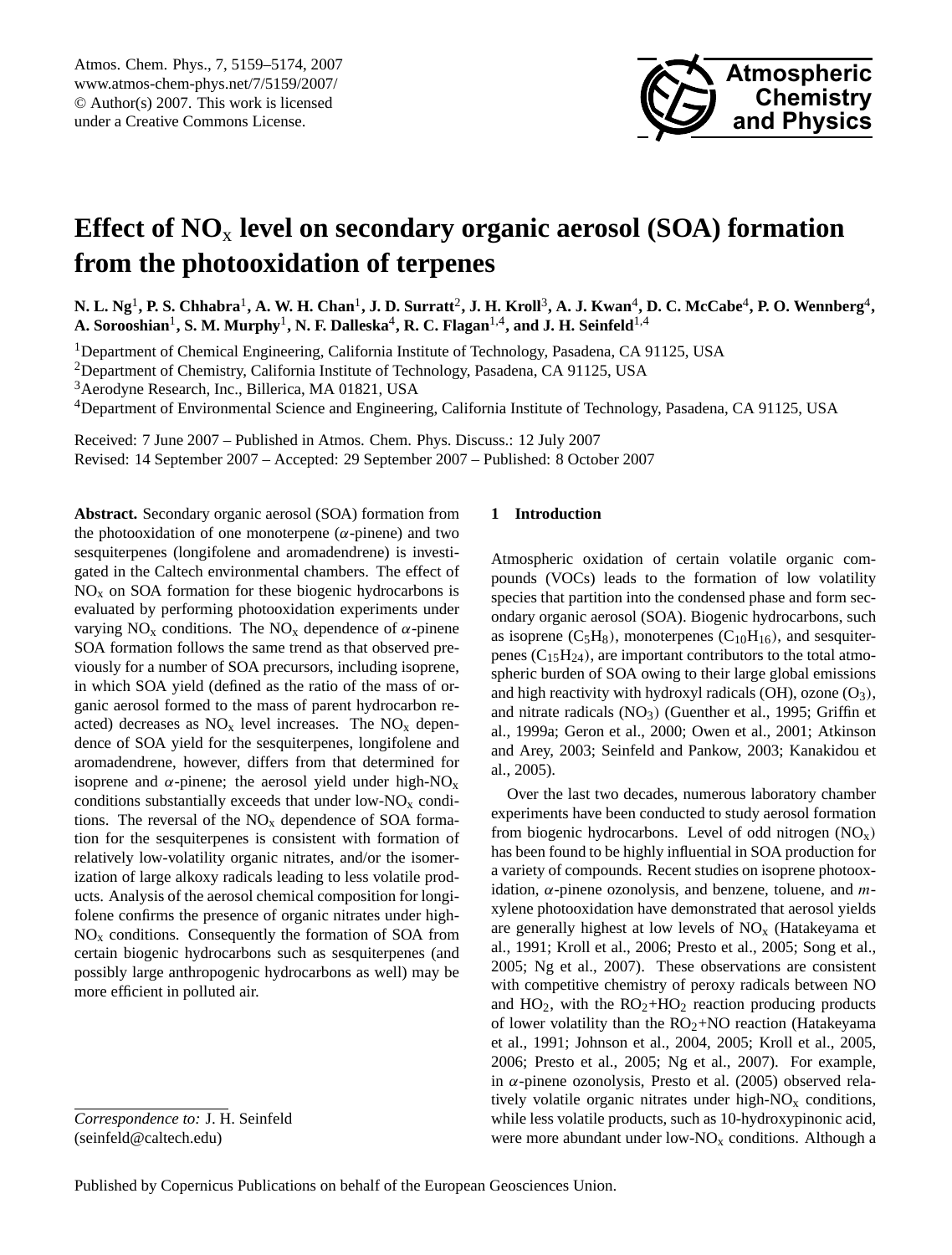# Effect of $NO_x$ level on secondary organic aerosol (SOA) formation from the photooxidation of terpenes

**N. L. Ng[1], P. S. Chhabra[1], A. W. H. Chan[1], J. D. Surratt[2], J. H. Kroll[3], A. J. Kwan[4], D. C. McCabe[4], P. O. Wennberg[4], A. Sorooshian[1], S. M. Murphy[1], N. F. Dalleska[4], R. C. Flagan[1,4], and J. H. Seinfeld[1,4]**

[1]Department of Chemical Engineering, California Institute of Technology, Pasadena, CA 91125, USA

[2]Department of Chemistry, California Institute of Technology, Pasadena, CA 91125, USA

[3]Aerodyne Research, Inc., Billerica, MA 01821, USA

[4]Department of Environmental Science and Engineering, California Institute of Technology, Pasadena, CA 91125, USA

Received: 7 June 2007 – Published in Atmos. Chem. Phys. Discuss.: 12 July 2007
Revised: 14 September 2007 – Accepted: 29 September 2007 – Published: 8 October 2007

**Abstract.** Secondary organic aerosol (SOA) formation from the photooxidation of one monoterpene ($\alpha$-pinene) and two sesquiterpenes (longifolene and aromadendrene) is investigated in the Caltech environmental chambers. The effect of $NO_x$ on SOA formation for these biogenic hydrocarbons is evaluated by performing photooxidation experiments under varying $NO_x$ conditions. The $NO_x$ dependence of $\alpha$-pinene SOA formation follows the same trend as that observed previously for a number of SOA precursors, including isoprene, in which SOA yield (defined as the ratio of the mass of organic aerosol formed to the mass of parent hydrocarbon reacted) decreases as $NO_x$ level increases. The $NO_x$ dependence of SOA yield for the sesquiterpenes, longifolene and aromadendrene, however, differs from that determined for isoprene and $\alpha$-pinene; the aerosol yield under high-$NO_x$ conditions substantially exceeds that under low-$NO_x$ conditions. The reversal of the $NO_x$ dependence of SOA formation for the sesquiterpenes is consistent with formation of relatively low-volatility organic nitrates, and/or the isomerization of large alkoxy radicals leading to less volatile products. Analysis of the aerosol chemical composition for longifolene confirms the presence of organic nitrates under high-$NO_x$ conditions. Consequently the formation of SOA from certain biogenic hydrocarbons such as sesquiterpenes (and possibly large anthropogenic hydrocarbons as well) may be more efficient in polluted air.

*Correspondence to:* J. H. Seinfeld
(seinfeld@caltech.edu)

## 1 Introduction

Atmospheric oxidation of certain volatile organic compounds (VOCs) leads to the formation of low volatility species that partition into the condensed phase and form secondary organic aerosol (SOA). Biogenic hydrocarbons, such as isoprene ($C_5H_8$), monoterpenes ($C_{10}H_{16}$), and sesquiterpenes ($C_{15}H_{24}$), are important contributors to the total atmospheric burden of SOA owing to their large global emissions and high reactivity with hydroxyl radicals (OH), ozone ($O_3$), and nitrate radicals ($NO_3$) (Guenther et al., 1995; Griffin et al., 1999a; Geron et al., 2000; Owen et al., 2001; Atkinson and Arey, 2003; Seinfeld and Pankow, 2003; Kanakidou et al., 2005).

Over the last two decades, numerous laboratory chamber experiments have been conducted to study aerosol formation from biogenic hydrocarbons. Level of odd nitrogen ($NO_x$) has been found to be highly influential in SOA production for a variety of compounds. Recent studies on isoprene photooxidation, $\alpha$-pinene ozonolysis, and benzene, toluene, and *m*-xylene photooxidation have demonstrated that aerosol yields are generally highest at low levels of $NO_x$ (Hatakeyama et al., 1991; Kroll et al., 2006; Presto et al., 2005; Song et al., 2005; Ng et al., 2007). These observations are consistent with competitive chemistry of peroxy radicals between NO and $HO_2$, with the $RO_2$+$HO_2$ reaction producing products of lower volatility than the $RO_2$+NO reaction (Hatakeyama et al., 1991; Johnson et al., 2004, 2005; Kroll et al., 2005, 2006; Presto et al., 2005; Ng et al., 2007). For example, in $\alpha$-pinene ozonolysis, Presto et al. (2005) observed relatively volatile organic nitrates under high-$NO_x$ conditions, while less volatile products, such as 10-hydroxypinonic acid, were more abundant under low-$NO_x$ conditions. Although a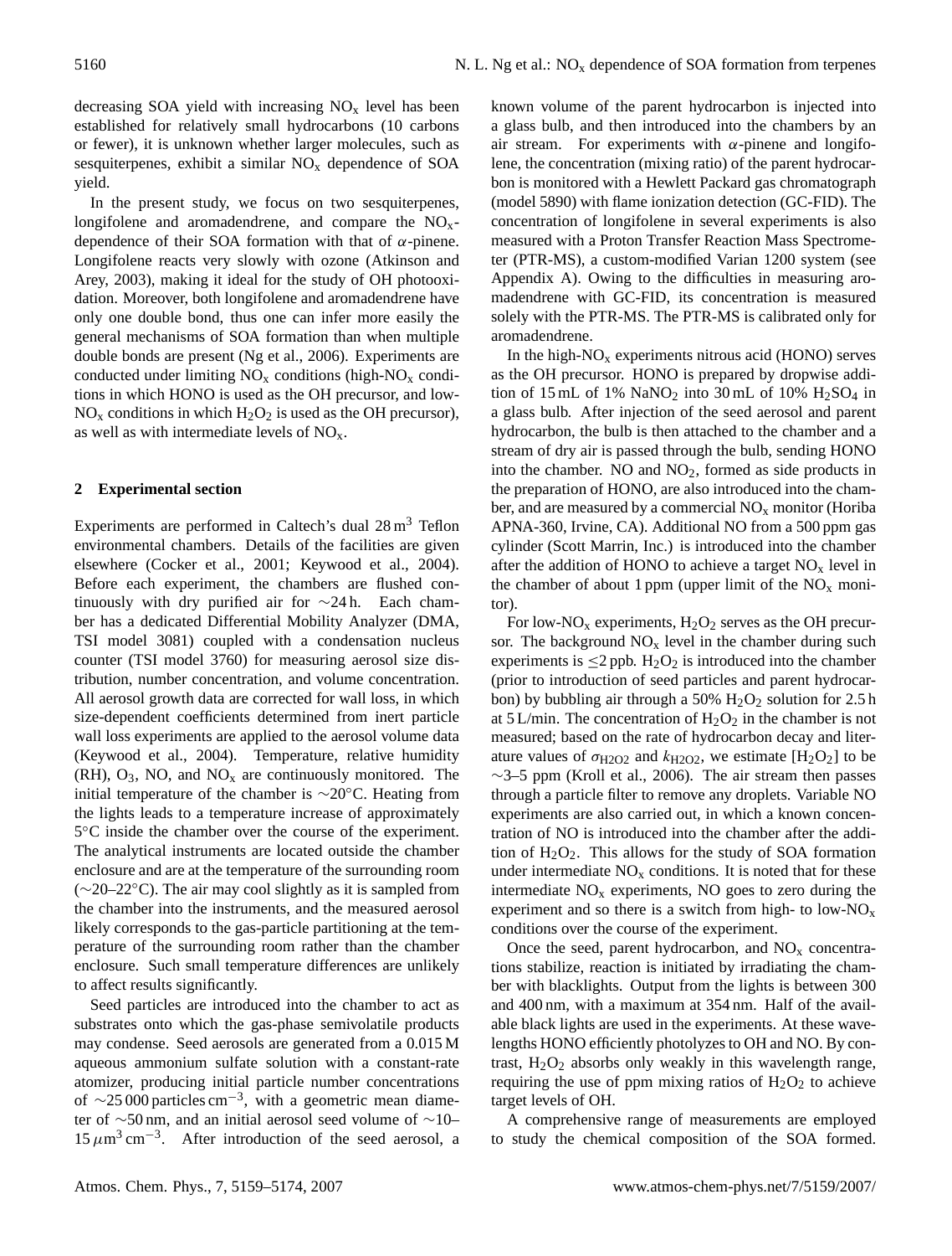decreasing SOA yield with increasing $NO_x$ level has been established for relatively small hydrocarbons (10 carbons or fewer), it is unknown whether larger molecules, such as sesquiterpenes, exhibit a similar $NO_x$ dependence of SOA yield.

In the present study, we focus on two sesquiterpenes, longifolene and aromadendrene, and compare the $NO_x$-dependence of their SOA formation with that of $\alpha$-pinene. Longifolene reacts very slowly with ozone (Atkinson and Arey, 2003), making it ideal for the study of OH photooxidation. Moreover, both longifolene and aromadendrene have only one double bond, thus one can infer more easily the general mechanisms of SOA formation than when multiple double bonds are present (Ng et al., 2006). Experiments are conducted under limiting $NO_x$ conditions (high-$NO_x$ conditions in which HONO is used as the OH precursor, and low-$NO_x$ conditions in which $H_2O_2$ is used as the OH precursor), as well as with intermediate levels of $NO_x$.

## 2 Experimental section

Experiments are performed in Caltech's dual 28 $m^3$ Teflon environmental chambers. Details of the facilities are given elsewhere (Cocker et al., 2001; Keywood et al., 2004). Before each experiment, the chambers are flushed continuously with dry purified air for $\sim$24 h. Each chamber has a dedicated Differential Mobility Analyzer (DMA, TSI model 3081) coupled with a condensation nucleus counter (TSI model 3760) for measuring aerosol size distribution, number concentration, and volume concentration. All aerosol growth data are corrected for wall loss, in which size-dependent coefficients determined from inert particle wall loss experiments are applied to the aerosol volume data (Keywood et al., 2004). Temperature, relative humidity (RH), $O_3$, NO, and $NO_x$ are continuously monitored. The initial temperature of the chamber is $\sim$20°C. Heating from the lights leads to a temperature increase of approximately 5°C inside the chamber over the course of the experiment. The analytical instruments are located outside the chamber enclosure and are at the temperature of the surrounding room ($\sim$20–22°C). The air may cool slightly as it is sampled from the chamber into the instruments, and the measured aerosol likely corresponds to the gas-particle partitioning at the temperature of the surrounding room rather than the chamber enclosure. Such small temperature differences are unlikely to affect results significantly.

Seed particles are introduced into the chamber to act as substrates onto which the gas-phase semivolatile products may condense. Seed aerosols are generated from a 0.015 M aqueous ammonium sulfate solution with a constant-rate atomizer, producing initial particle number concentrations of $\sim$25 000 particles $cm^{-3}$, with a geometric mean diameter of $\sim$50 nm, and an initial aerosol seed volume of $\sim$10–15 $\mu m^3\,cm^{-3}$. After introduction of the seed aerosol, a known volume of the parent hydrocarbon is injected into a glass bulb, and then introduced into the chambers by an air stream. For experiments with $\alpha$-pinene and longifolene, the concentration (mixing ratio) of the parent hydrocarbon is monitored with a Hewlett Packard gas chromatograph (model 5890) with flame ionization detection (GC-FID). The concentration of longifolene in several experiments is also measured with a Proton Transfer Reaction Mass Spectrometer (PTR-MS), a custom-modified Varian 1200 system (see Appendix A). Owing to the difficulties in measuring aromadendrene with GC-FID, its concentration is measured solely with the PTR-MS. The PTR-MS is calibrated only for aromadendrene.

In the high-$NO_x$ experiments nitrous acid (HONO) serves as the OH precursor. HONO is prepared by dropwise addition of 15 mL of 1% $NaNO_2$ into 30 mL of 10% $H_2SO_4$ in a glass bulb. After injection of the seed aerosol and parent hydrocarbon, the bulb is then attached to the chamber and a stream of dry air is passed through the bulb, sending HONO into the chamber. NO and $NO_2$, formed as side products in the preparation of HONO, are also introduced into the chamber, and are measured by a commercial $NO_x$ monitor (Horiba APNA-360, Irvine, CA). Additional NO from a 500 ppm gas cylinder (Scott Marrin, Inc.) is introduced into the chamber after the addition of HONO to achieve a target $NO_x$ level in the chamber of about 1 ppm (upper limit of the $NO_x$ monitor).

For low-$NO_x$ experiments, $H_2O_2$ serves as the OH precursor. The background $NO_x$ level in the chamber during such experiments is $\leq$2 ppb. $H_2O_2$ is introduced into the chamber (prior to introduction of seed particles and parent hydrocarbon) by bubbling air through a 50% $H_2O_2$ solution for 2.5 h at 5 L/min. The concentration of $H_2O_2$ in the chamber is not measured; based on the rate of hydrocarbon decay and literature values of $\sigma_{H2O2}$ and $k_{H2O2}$, we estimate $[H_2O_2]$ to be $\sim$3–5 ppm (Kroll et al., 2006). The air stream then passes through a particle filter to remove any droplets. Variable NO experiments are also carried out, in which a known concentration of NO is introduced into the chamber after the addition of $H_2O_2$. This allows for the study of SOA formation under intermediate $NO_x$ conditions. It is noted that for these intermediate $NO_x$ experiments, NO goes to zero during the experiment and so there is a switch from high- to low-$NO_x$ conditions over the course of the experiment.

Once the seed, parent hydrocarbon, and $NO_x$ concentrations stabilize, reaction is initiated by irradiating the chamber with blacklights. Output from the lights is between 300 and 400 nm, with a maximum at 354 nm. Half of the available black lights are used in the experiments. At these wavelengths HONO efficiently photolyzes to OH and NO. By contrast, $H_2O_2$ absorbs only weakly in this wavelength range, requiring the use of ppm mixing ratios of $H_2O_2$ to achieve target levels of OH.

A comprehensive range of measurements are employed to study the chemical composition of the SOA formed.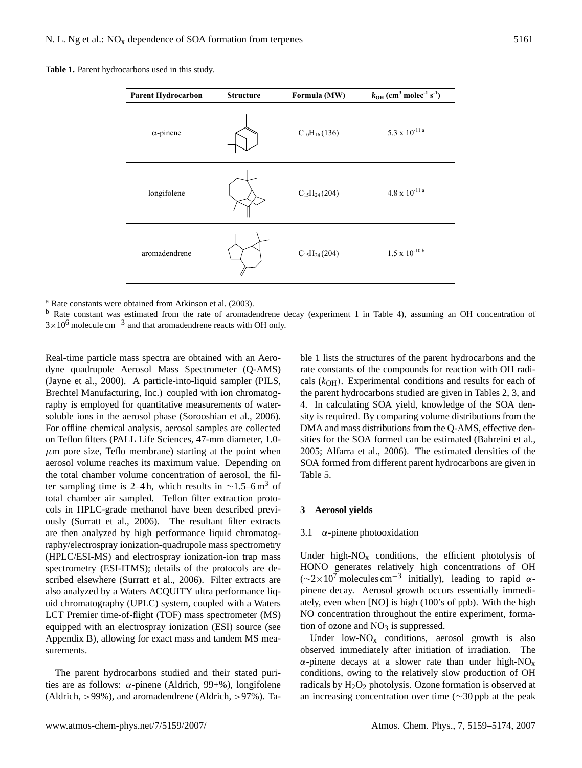**Table 1.** Parent hydrocarbons used in this study.

| Parent Hydrocarbon | Structure | Formula (MW) | $k_{OH}$ ($cm^3$ $molec^{-1}$ $s^{-1}$) |
|---|---|---|---|
| α-pinene | | $C_{10}H_{16}$ (136) | $5.3 \times 10^{-11}$ [a] |
| longifolene | | $C_{15}H_{24}$ (204) | $4.8 \times 10^{-11}$ [a] |
| aromadendrene | | $C_{15}H_{24}$ (204) | $1.5 \times 10^{-10}$ [b] |

[a] Rate constants were obtained from Atkinson et al. (2003).

[b] Rate constant was estimated from the rate of aromadendrene decay (experiment 1 in Table 4), assuming an OH concentration of $3\times10^6$ molecule $cm^{-3}$ and that aromadendrene reacts with OH only.

Real-time particle mass spectra are obtained with an Aerodyne quadrupole Aerosol Mass Spectrometer (Q-AMS) (Jayne et al., 2000). A particle-into-liquid sampler (PILS, Brechtel Manufacturing, Inc.) coupled with ion chromatography is employed for quantitative measurements of water-soluble ions in the aerosol phase (Sorooshian et al., 2006). For offline chemical analysis, aerosol samples are collected on Teflon filters (PALL Life Sciences, 47-mm diameter, 1.0-$\mu$m pore size, Teflo membrane) starting at the point when aerosol volume reaches its maximum value. Depending on the total chamber volume concentration of aerosol, the filter sampling time is 2–4 h, which results in ∼1.5–6 $m^3$ of total chamber air sampled. Teflon filter extraction protocols in HPLC-grade methanol have been described previously (Surratt et al., 2006). The resultant filter extracts are then analyzed by high performance liquid chromatography/electrospray ionization-quadrupole mass spectrometry (HPLC/ESI-MS) and electrospray ionization-ion trap mass spectrometry (ESI-ITMS); details of the protocols are described elsewhere (Surratt et al., 2006). Filter extracts are also analyzed by a Waters ACQUITY ultra performance liquid chromatography (UPLC) system, coupled with a Waters LCT Premier time-of-flight (TOF) mass spectrometer (MS) equipped with an electrospray ionization (ESI) source (see Appendix B), allowing for exact mass and tandem MS measurements.

The parent hydrocarbons studied and their stated purities are as follows: α-pinene (Aldrich, 99+%), longifolene (Aldrich, >99%), and aromadendrene (Aldrich, >97%). Table 1 lists the structures of the parent hydrocarbons and the rate constants of the compounds for reaction with OH radicals ($k_{OH}$). Experimental conditions and results for each of the parent hydrocarbons studied are given in Tables 2, 3, and 4. In calculating SOA yield, knowledge of the SOA density is required. By comparing volume distributions from the DMA and mass distributions from the Q-AMS, effective densities for the SOA formed can be estimated (Bahreini et al., 2005; Alfarra et al., 2006). The estimated densities of the SOA formed from different parent hydrocarbons are given in Table 5.

## 3 Aerosol yields

### 3.1 α-pinene photooxidation

Under high-$NO_x$ conditions, the efficient photolysis of HONO generates relatively high concentrations of OH (∼$2\times10^7$ molecules $cm^{-3}$ initially), leading to rapid α-pinene decay. Aerosol growth occurs essentially immediately, even when [NO] is high (100's of ppb). With the high NO concentration throughout the entire experiment, formation of ozone and $NO_3$ is suppressed.

Under low-$NO_x$ conditions, aerosol growth is also observed immediately after initiation of irradiation. The α-pinene decays at a slower rate than under high-$NO_x$ conditions, owing to the relatively slow production of OH radicals by $H_2O_2$ photolysis. Ozone formation is observed at an increasing concentration over time (∼30 ppb at the peak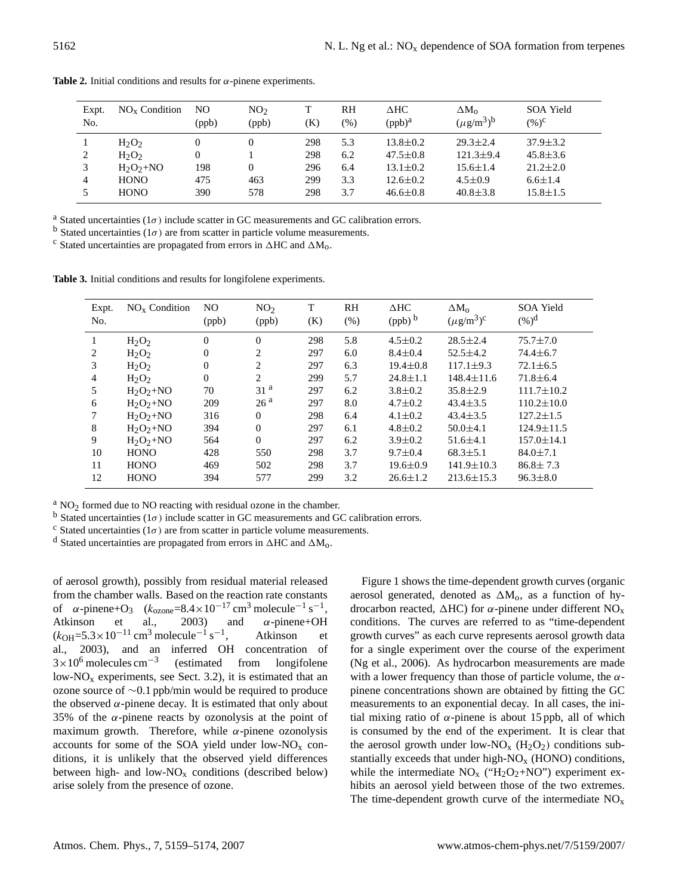**Table 2.** Initial conditions and results for $\alpha$-pinene experiments.

| Expt. No. | $NO_x$ Condition | NO (ppb) | $NO_2$ (ppb) | T (K) | RH (%) | $\Delta$HC (ppb)[a] | $\Delta M_o$ ($\mu g/m^3$)[b] | SOA Yield (%)[c] |
|---|---|---|---|---|---|---|---|---|
| 1 | $H_2O_2$ | 0 | 0 | 298 | 5.3 | 13.8±0.2 | 29.3±2.4 | 37.9±3.2 |
| 2 | $H_2O_2$ | 0 | 1 | 298 | 6.2 | 47.5±0.8 | 121.3±9.4 | 45.8±3.6 |
| 3 | $H_2O_2$+NO | 198 | 0 | 296 | 6.4 | 13.1±0.2 | 15.6±1.4 | 21.2±2.0 |
| 4 | HONO | 475 | 463 | 299 | 3.3 | 12.6±0.2 | 4.5±0.9 | 6.6±1.4 |
| 5 | HONO | 390 | 578 | 298 | 3.7 | 46.6±0.8 | 40.8±3.8 | 15.8±1.5 |

[a] Stated uncertainties ($1\sigma$) include scatter in GC measurements and GC calibration errors.
[b] Stated uncertainties ($1\sigma$) are from scatter in particle volume measurements.
[c] Stated uncertainties are propagated from errors in $\Delta$HC and $\Delta M_o$.

**Table 3.** Initial conditions and results for longifolene experiments.

| Expt. No. | $NO_x$ Condition | NO (ppb) | $NO_2$ (ppb) | T (K) | RH (%) | $\Delta$HC (ppb)[b] | $\Delta M_o$ ($\mu g/m^3$)[c] | SOA Yield (%)[d] |
|---|---|---|---|---|---|---|---|---|
| 1 | $H_2O_2$ | 0 | 0 | 298 | 5.8 | 4.5±0.2 | 28.5±2.4 | 75.7±7.0 |
| 2 | $H_2O_2$ | 0 | 2 | 297 | 6.0 | 8.4±0.4 | 52.5±4.2 | 74.4±6.7 |
| 3 | $H_2O_2$ | 0 | 2 | 297 | 6.3 | 19.4±0.8 | 117.1±9.3 | 72.1±6.5 |
| 4 | $H_2O_2$ | 0 | 2 | 299 | 5.7 | 24.8±1.1 | 148.4±11.6 | 71.8±6.4 |
| 5 | $H_2O_2$+NO | 70 | 31 [a] | 297 | 6.2 | 3.8±0.2 | 35.8±2.9 | 111.7±10.2 |
| 6 | $H_2O_2$+NO | 209 | 26 [a] | 297 | 8.0 | 4.7±0.2 | 43.4±3.5 | 110.2±10.0 |
| 7 | $H_2O_2$+NO | 316 | 0 | 298 | 6.4 | 4.1±0.2 | 43.4±3.5 | 127.2±1.5 |
| 8 | $H_2O_2$+NO | 394 | 0 | 297 | 6.1 | 4.8±0.2 | 50.0±4.1 | 124.9±11.5 |
| 9 | $H_2O_2$+NO | 564 | 0 | 297 | 6.2 | 3.9±0.2 | 51.6±4.1 | 157.0±14.1 |
| 10 | HONO | 428 | 550 | 298 | 3.7 | 9.7±0.4 | 68.3±5.1 | 84.0±7.1 |
| 11 | HONO | 469 | 502 | 298 | 3.7 | 19.6±0.9 | 141.9±10.3 | 86.8± 7.3 |
| 12 | HONO | 394 | 577 | 299 | 3.2 | 26.6±1.2 | 213.6±15.3 | 96.3±8.0 |

[a] $NO_2$ formed due to NO reacting with residual ozone in the chamber.
[b] Stated uncertainties ($1\sigma$) include scatter in GC measurements and GC calibration errors.
[c] Stated uncertainties ($1\sigma$) are from scatter in particle volume measurements.
[d] Stated uncertainties are propagated from errors in $\Delta$HC and $\Delta M_o$.

of aerosol growth), possibly from residual material released from the chamber walls. Based on the reaction rate constants of $\alpha$-pinene+$O_3$ ($k_{ozone}$=$8.4\times10^{-17}$ cm$^3$ molecule$^{-1}$ s$^{-1}$, Atkinson et al., 2003) and $\alpha$-pinene+OH ($k_{OH}$=$5.3\times10^{-11}$ cm$^3$ molecule$^{-1}$ s$^{-1}$, Atkinson et al., 2003), and an inferred OH concentration of $3\times10^6$ molecules cm$^{-3}$ (estimated from longifolene low-$NO_x$ experiments, see Sect. 3.2), it is estimated that an ozone source of ~0.1 ppb/min would be required to produce the observed $\alpha$-pinene decay. It is estimated that only about 35% of the $\alpha$-pinene reacts by ozonolysis at the point of maximum growth. Therefore, while $\alpha$-pinene ozonolysis accounts for some of the SOA yield under low-$NO_x$ conditions, it is unlikely that the observed yield differences between high- and low-$NO_x$ conditions (described below) arise solely from the presence of ozone.

Figure 1 shows the time-dependent growth curves (organic aerosol generated, denoted as $\Delta M_o$, as a function of hydrocarbon reacted, $\Delta$HC) for $\alpha$-pinene under different $NO_x$ conditions. The curves are referred to as "time-dependent growth curves" as each curve represents aerosol growth data for a single experiment over the course of the experiment (Ng et al., 2006). As hydrocarbon measurements are made with a lower frequency than those of particle volume, the $\alpha$-pinene concentrations shown are obtained by fitting the GC measurements to an exponential decay. In all cases, the initial mixing ratio of $\alpha$-pinene is about 15 ppb, all of which is consumed by the end of the experiment. It is clear that the aerosol growth under low-$NO_x$ ($H_2O_2$) conditions substantially exceeds that under high-$NO_x$ (HONO) conditions, while the intermediate $NO_x$ ("$H_2O_2$+NO") experiment exhibits an aerosol yield between those of the two extremes. The time-dependent growth curve of the intermediate $NO_x$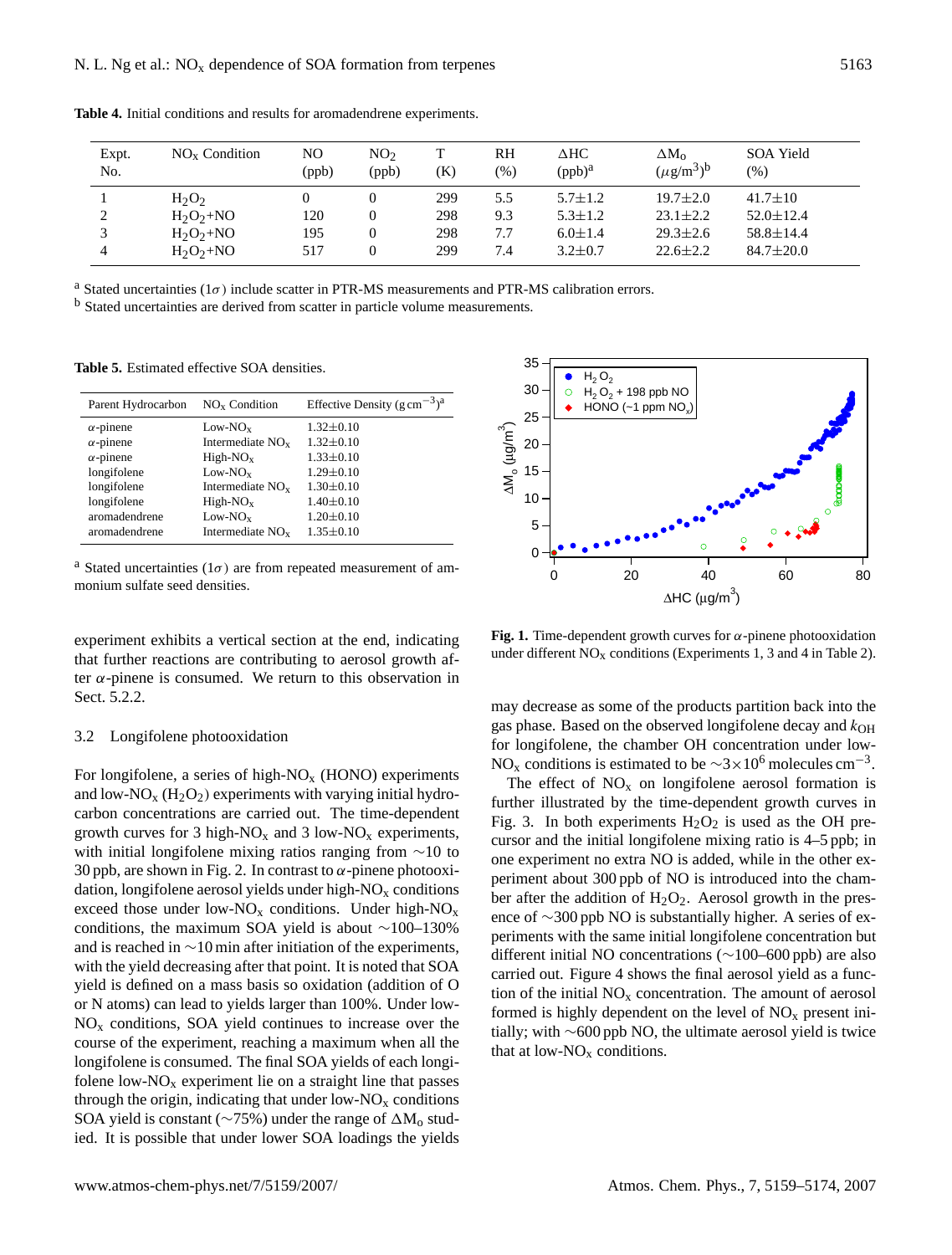**Table 4.** Initial conditions and results for aromadendrene experiments.

| Expt. No. | $NO_x$ Condition | NO (ppb) | $NO_2$ (ppb) | T (K) | RH (%) | $\Delta$HC (ppb)[a] | $\Delta M_o$ ($\mu g/m^3$)[b] | SOA Yield (%) |
|---|---|---|---|---|---|---|---|---|
| 1 | $H_2O_2$ | 0 | 0 | 299 | 5.5 | 5.7±1.2 | 19.7±2.0 | 41.7±10 |
| 2 | $H_2O_2$+NO | 120 | 0 | 298 | 9.3 | 5.3±1.2 | 23.1±2.2 | 52.0±12.4 |
| 3 | $H_2O_2$+NO | 195 | 0 | 298 | 7.7 | 6.0±1.4 | 29.3±2.6 | 58.8±14.4 |
| 4 | $H_2O_2$+NO | 517 | 0 | 299 | 7.4 | 3.2±0.7 | 22.6±2.2 | 84.7±20.0 |

[a] Stated uncertainties ($1\sigma$) include scatter in PTR-MS measurements and PTR-MS calibration errors.
[b] Stated uncertainties are derived from scatter in particle volume measurements.

**Table 5.** Estimated effective SOA densities.

| Parent Hydrocarbon | $NO_x$ Condition | Effective Density ($g\,cm^{-3}$)[a] |
|---|---|---|
| $\alpha$-pinene | Low-$NO_x$ | 1.32±0.10 |
| $\alpha$-pinene | Intermediate $NO_x$ | 1.32±0.10 |
| $\alpha$-pinene | High-$NO_x$ | 1.33±0.10 |
| longifolene | Low-$NO_x$ | 1.29±0.10 |
| longifolene | Intermediate $NO_x$ | 1.30±0.10 |
| longifolene | High-$NO_x$ | 1.40±0.10 |
| aromadendrene | Low-$NO_x$ | 1.20±0.10 |
| aromadendrene | Intermediate $NO_x$ | 1.35±0.10 |

[a] Stated uncertainties ($1\sigma$) are from repeated measurement of ammonium sulfate seed densities.

experiment exhibits a vertical section at the end, indicating that further reactions are contributing to aerosol growth after $\alpha$-pinene is consumed. We return to this observation in Sect. 5.2.2.

### 3.2 Longifolene photooxidation

For longifolene, a series of high-$NO_x$ (HONO) experiments and low-$NO_x$ ($H_2O_2$) experiments with varying initial hydrocarbon concentrations are carried out. The time-dependent growth curves for 3 high-$NO_x$ and 3 low-$NO_x$ experiments, with initial longifolene mixing ratios ranging from ~10 to 30 ppb, are shown in Fig. 2. In contrast to $\alpha$-pinene photooxidation, longifolene aerosol yields under high-$NO_x$ conditions exceed those under low-$NO_x$ conditions. Under high-$NO_x$ conditions, the maximum SOA yield is about ~100–130% and is reached in ~10 min after initiation of the experiments, with the yield decreasing after that point. It is noted that SOA yield is defined on a mass basis so oxidation (addition of O or N atoms) can lead to yields larger than 100%. Under low-$NO_x$ conditions, SOA yield continues to increase over the course of the experiment, reaching a maximum when all the longifolene is consumed. The final SOA yields of each longifolene low-$NO_x$ experiment lie on a straight line that passes through the origin, indicating that under low-$NO_x$ conditions SOA yield is constant (~75%) under the range of $\Delta M_o$ studied. It is possible that under lower SOA loadings the yields

**Fig. 1.** Time-dependent growth curves for $\alpha$-pinene photooxidation under different $NO_x$ conditions (Experiments 1, 3 and 4 in Table 2).

may decrease as some of the products partition back into the gas phase. Based on the observed longifolene decay and $k_{OH}$ for longifolene, the chamber OH concentration under low-$NO_x$ conditions is estimated to be ~$3\times10^6$ molecules $cm^{-3}$.

The effect of $NO_x$ on longifolene aerosol formation is further illustrated by the time-dependent growth curves in Fig. 3. In both experiments $H_2O_2$ is used as the OH precursor and the initial longifolene mixing ratio is 4–5 ppb; in one experiment no extra NO is added, while in the other experiment about 300 ppb of NO is introduced into the chamber after the addition of $H_2O_2$. Aerosol growth in the presence of ~300 ppb NO is substantially higher. A series of experiments with the same initial longifolene concentration but different initial NO concentrations (~100–600 ppb) are also carried out. Figure 4 shows the final aerosol yield as a function of the initial $NO_x$ concentration. The amount of aerosol formed is highly dependent on the level of $NO_x$ present initially; with ~600 ppb NO, the ultimate aerosol yield is twice that at low-$NO_x$ conditions.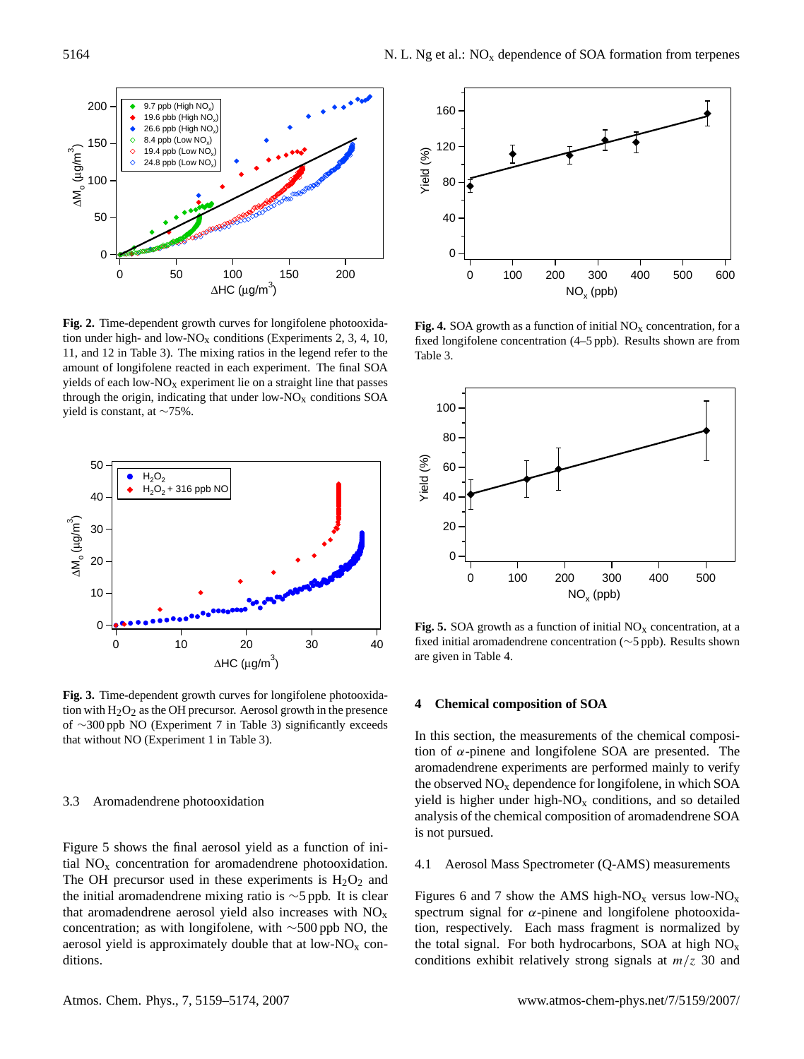**Fig. 2.** Time-dependent growth curves for longifolene photooxidation under high- and low-$NO_x$ conditions (Experiments 2, 3, 4, 10, 11, and 12 in Table 3). The mixing ratios in the legend refer to the amount of longifolene reacted in each experiment. The final SOA yields of each low-$NO_x$ experiment lie on a straight line that passes through the origin, indicating that under low-$NO_x$ conditions SOA yield is constant, at ~75%.

**Fig. 3.** Time-dependent growth curves for longifolene photooxidation with $H_2O_2$ as the OH precursor. Aerosol growth in the presence of ~300 ppb NO (Experiment 7 in Table 3) significantly exceeds that without NO (Experiment 1 in Table 3).

### 3.3 Aromadendrene photooxidation

Figure 5 shows the final aerosol yield as a function of initial $NO_x$ concentration for aromadendrene photooxidation. The OH precursor used in these experiments is $H_2O_2$ and the initial aromadendrene mixing ratio is ~5 ppb. It is clear that aromadendrene aerosol yield also increases with $NO_x$ concentration; as with longifolene, with ~500 ppb NO, the aerosol yield is approximately double that at low-$NO_x$ conditions.

**Fig. 4.** SOA growth as a function of initial $NO_x$ concentration, for a fixed longifolene concentration (4–5 ppb). Results shown are from Table 3.

**Fig. 5.** SOA growth as a function of initial $NO_x$ concentration, at a fixed initial aromadendrene concentration (~5 ppb). Results shown are given in Table 4.

## 4 Chemical composition of SOA

In this section, the measurements of the chemical composition of $\alpha$-pinene and longifolene SOA are presented. The aromadendrene experiments are performed mainly to verify the observed $NO_x$ dependence for longifolene, in which SOA yield is higher under high-$NO_x$ conditions, and so detailed analysis of the chemical composition of aromadendrene SOA is not pursued.

### 4.1 Aerosol Mass Spectrometer (Q-AMS) measurements

Figures 6 and 7 show the AMS high-$NO_x$ versus low-$NO_x$ spectrum signal for $\alpha$-pinene and longifolene photooxidation, respectively. Each mass fragment is normalized by the total signal. For both hydrocarbons, SOA at high $NO_x$ conditions exhibit relatively strong signals at $m/z$ 30 and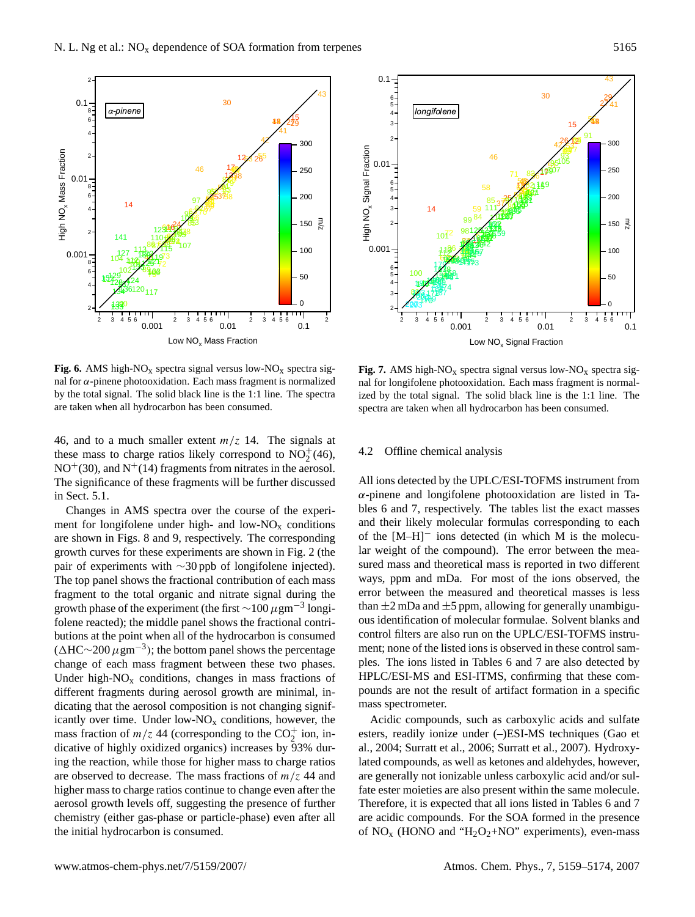**Fig. 6.** AMS high-$NO_x$ spectra signal versus low-$NO_x$ spectra signal for α-pinene photooxidation. Each mass fragment is normalized by the total signal. The solid black line is the 1:1 line. The spectra are taken when all hydrocarbon has been consumed.

**Fig. 7.** AMS high-$NO_x$ spectra signal versus low-$NO_x$ spectra signal for longifolene photooxidation. Each mass fragment is normalized by the total signal. The solid black line is the 1:1 line. The spectra are taken when all hydrocarbon has been consumed.

46, and to a much smaller extent $m/z$ 14. The signals at these mass to charge ratios likely correspond to $NO_2^+$(46), $NO^+$(30), and $N^+$(14) fragments from nitrates in the aerosol. The significance of these fragments will be further discussed in Sect. 5.1.

Changes in AMS spectra over the course of the experiment for longifolene under high- and low-$NO_x$ conditions are shown in Figs. 8 and 9, respectively. The corresponding growth curves for these experiments are shown in Fig. 2 (the pair of experiments with ∼30 ppb of longifolene injected). The top panel shows the fractional contribution of each mass fragment to the total organic and nitrate signal during the growth phase of the experiment (the first ∼100 $\mu$gm$^{-3}$ longifolene reacted); the middle panel shows the fractional contributions at the point when all of the hydrocarbon is consumed ($\Delta$HC∼200 $\mu$gm$^{-3}$); the bottom panel shows the percentage change of each mass fragment between these two phases. Under high-$NO_x$ conditions, changes in mass fractions of different fragments during aerosol growth are minimal, indicating that the aerosol composition is not changing significantly over time. Under low-$NO_x$ conditions, however, the mass fraction of $m/z$ 44 (corresponding to the $CO_2^+$ ion, indicative of highly oxidized organics) increases by 93% during the reaction, while those for higher mass to charge ratios are observed to decrease. The mass fractions of $m/z$ 44 and higher mass to charge ratios continue to change even after the aerosol growth levels off, suggesting the presence of further chemistry (either gas-phase or particle-phase) even after all the initial hydrocarbon is consumed.

## 4.2 Offline chemical analysis

All ions detected by the UPLC/ESI-TOFMS instrument from α-pinene and longifolene photooxidation are listed in Tables 6 and 7, respectively. The tables list the exact masses and their likely molecular formulas corresponding to each of the $[M–H]^-$ ions detected (in which M is the molecular weight of the compound). The error between the measured mass and theoretical mass is reported in two different ways, ppm and mDa. For most of the ions observed, the error between the measured and theoretical masses is less than ±2 mDa and ±5 ppm, allowing for generally unambiguous identification of molecular formulae. Solvent blanks and control filters are also run on the UPLC/ESI-TOFMS instrument; none of the listed ions is observed in these control samples. The ions listed in Tables 6 and 7 are also detected by HPLC/ESI-MS and ESI-ITMS, confirming that these compounds are not the result of artifact formation in a specific mass spectrometer.

Acidic compounds, such as carboxylic acids and sulfate esters, readily ionize under (–)ESI-MS techniques (Gao et al., 2004; Surratt et al., 2006; Surratt et al., 2007). Hydroxylated compounds, as well as ketones and aldehydes, however, are generally not ionizable unless carboxylic acid and/or sulfate ester moieties are also present within the same molecule. Therefore, it is expected that all ions listed in Tables 6 and 7 are acidic compounds. For the SOA formed in the presence of $NO_x$ (HONO and "$H_2O_2$+NO" experiments), even-mass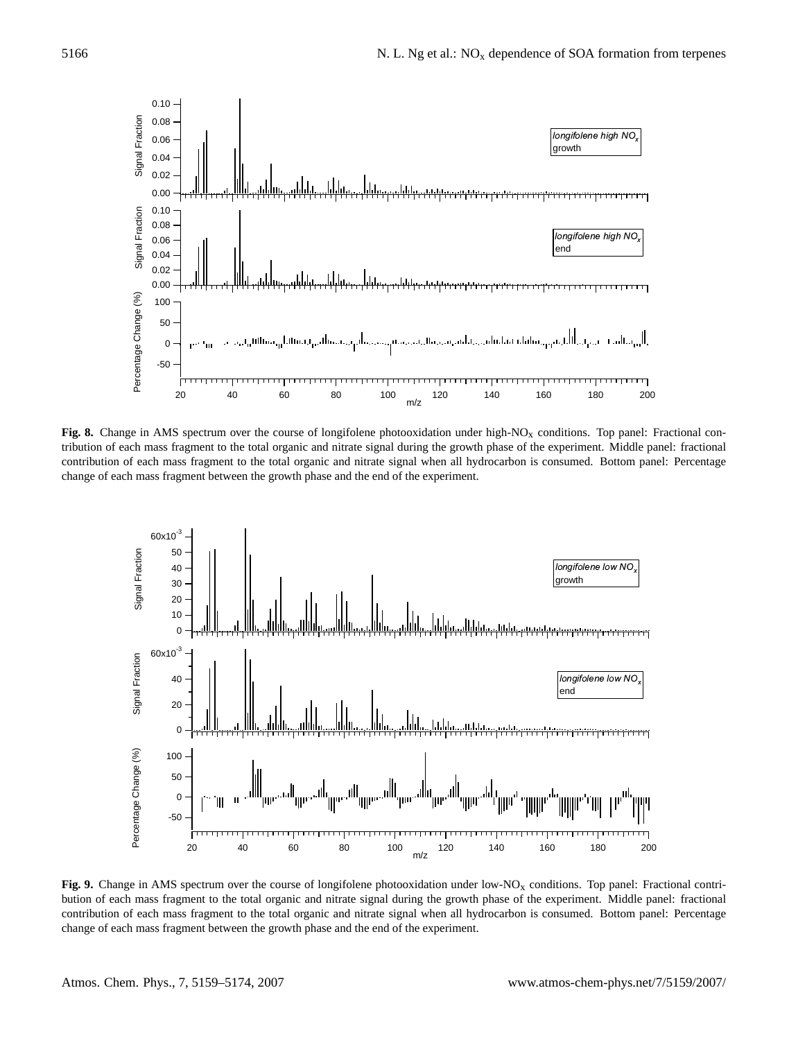**Fig. 8.** Change in AMS spectrum over the course of longifolene photooxidation under high-$NO_x$ conditions. Top panel: Fractional contribution of each mass fragment to the total organic and nitrate signal during the growth phase of the experiment. Middle panel: fractional contribution of each mass fragment to the total organic and nitrate signal when all hydrocarbon is consumed. Bottom panel: Percentage change of each mass fragment between the growth phase and the end of the experiment.

**Fig. 9.** Change in AMS spectrum over the course of longifolene photooxidation under low-$NO_x$ conditions. Top panel: Fractional contribution of each mass fragment to the total organic and nitrate signal during the growth phase of the experiment. Middle panel: fractional contribution of each mass fragment to the total organic and nitrate signal when all hydrocarbon is consumed. Bottom panel: Percentage change of each mass fragment between the growth phase and the end of the experiment.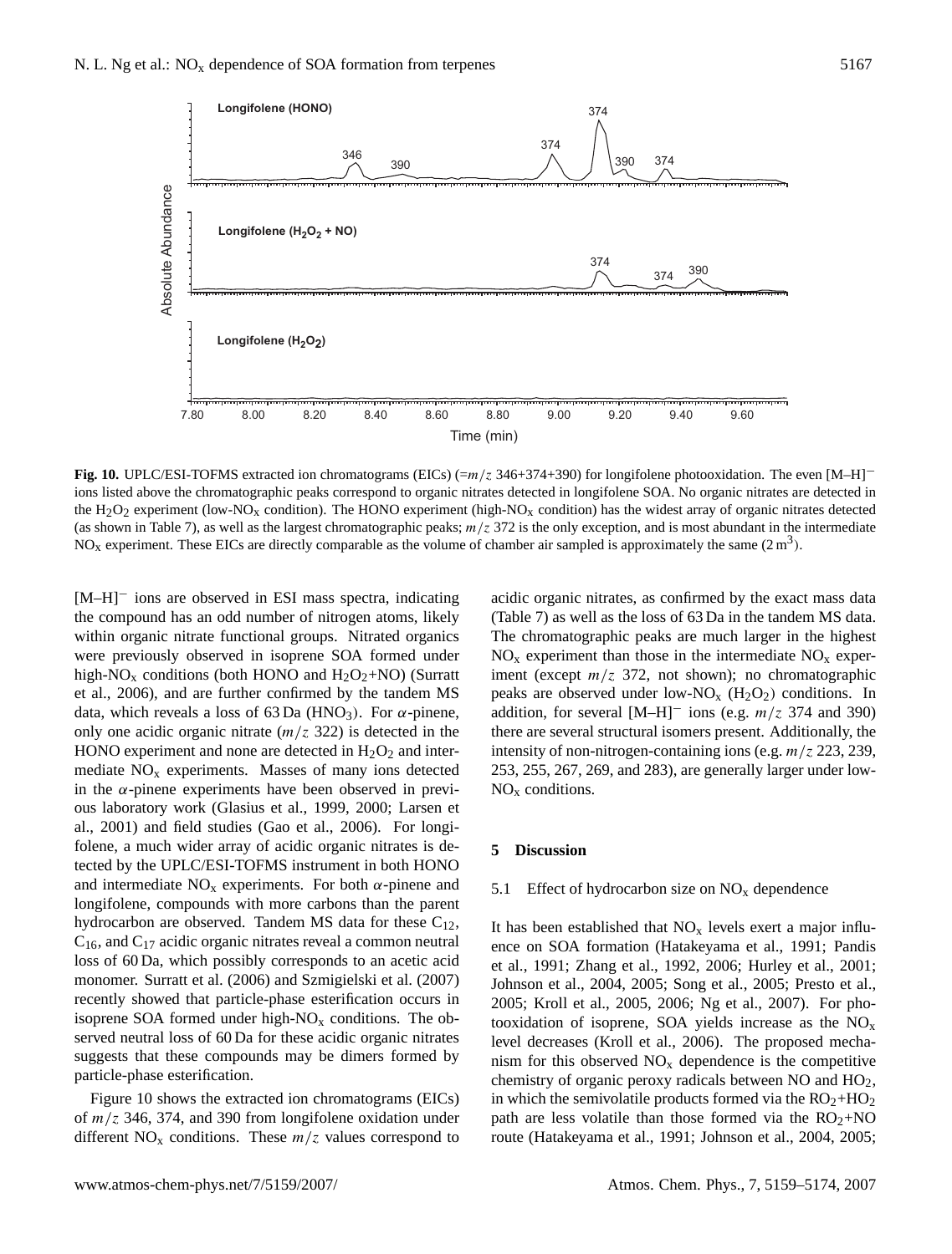**Fig. 10.** UPLC/ESI-TOFMS extracted ion chromatograms (EICs) (= $m/z$ 346+374+390) for longifolene photooxidation. The even $[M–H]^-$ ions listed above the chromatographic peaks correspond to organic nitrates detected in longifolene SOA. No organic nitrates are detected in the $H_2O_2$ experiment (low-$NO_x$ condition). The HONO experiment (high-$NO_x$ condition) has the widest array of organic nitrates detected (as shown in Table 7), as well as the largest chromatographic peaks; $m/z$ 372 is the only exception, and is most abundant in the intermediate $NO_x$ experiment. These EICs are directly comparable as the volume of chamber air sampled is approximately the same ($2\,m^3$).

$[M–H]^-$ ions are observed in ESI mass spectra, indicating the compound has an odd number of nitrogen atoms, likely within organic nitrate functional groups. Nitrated organics were previously observed in isoprene SOA formed under high-$NO_x$ conditions (both HONO and $H_2O_2$+NO) (Surratt et al., 2006), and are further confirmed by the tandem MS data, which reveals a loss of 63 Da ($HNO_3$). For $\alpha$-pinene, only one acidic organic nitrate ($m/z$ 322) is detected in the HONO experiment and none are detected in $H_2O_2$ and intermediate $NO_x$ experiments. Masses of many ions detected in the $\alpha$-pinene experiments have been observed in previous laboratory work (Glasius et al., 1999, 2000; Larsen et al., 2001) and field studies (Gao et al., 2006). For longifolene, a much wider array of acidic organic nitrates is detected by the UPLC/ESI-TOFMS instrument in both HONO and intermediate $NO_x$ experiments. For both $\alpha$-pinene and longifolene, compounds with more carbons than the parent hydrocarbon are observed. Tandem MS data for these $C_{12}$, $C_{16}$, and $C_{17}$ acidic organic nitrates reveal a common neutral loss of 60 Da, which possibly corresponds to an acetic acid monomer. Surratt et al. (2006) and Szmigielski et al. (2007) recently showed that particle-phase esterification occurs in isoprene SOA formed under high-$NO_x$ conditions. The observed neutral loss of 60 Da for these acidic organic nitrates suggests that these compounds may be dimers formed by particle-phase esterification.

Figure 10 shows the extracted ion chromatograms (EICs) of $m/z$ 346, 374, and 390 from longifolene oxidation under different $NO_x$ conditions. These $m/z$ values correspond to acidic organic nitrates, as confirmed by the exact mass data (Table 7) as well as the loss of 63 Da in the tandem MS data. The chromatographic peaks are much larger in the highest $NO_x$ experiment than those in the intermediate $NO_x$ experiment (except $m/z$ 372, not shown); no chromatographic peaks are observed under low-$NO_x$ ($H_2O_2$) conditions. In addition, for several $[M–H]^-$ ions (e.g. $m/z$ 374 and 390) there are several structural isomers present. Additionally, the intensity of non-nitrogen-containing ions (e.g. $m/z$ 223, 239, 253, 255, 267, 269, and 283), are generally larger under low-$NO_x$ conditions.

## 5 Discussion

### 5.1 Effect of hydrocarbon size on $NO_x$ dependence

It has been established that $NO_x$ levels exert a major influence on SOA formation (Hatakeyama et al., 1991; Pandis et al., 1991; Zhang et al., 1992, 2006; Hurley et al., 2001; Johnson et al., 2004, 2005; Song et al., 2005; Presto et al., 2005; Kroll et al., 2005, 2006; Ng et al., 2007). For photooxidation of isoprene, SOA yields increase as the $NO_x$ level decreases (Kroll et al., 2006). The proposed mechanism for this observed $NO_x$ dependence is the competitive chemistry of organic peroxy radicals between NO and $HO_2$, in which the semivolatile products formed via the $RO_2$+$HO_2$ path are less volatile than those formed via the $RO_2$+NO route (Hatakeyama et al., 1991; Johnson et al., 2004, 2005;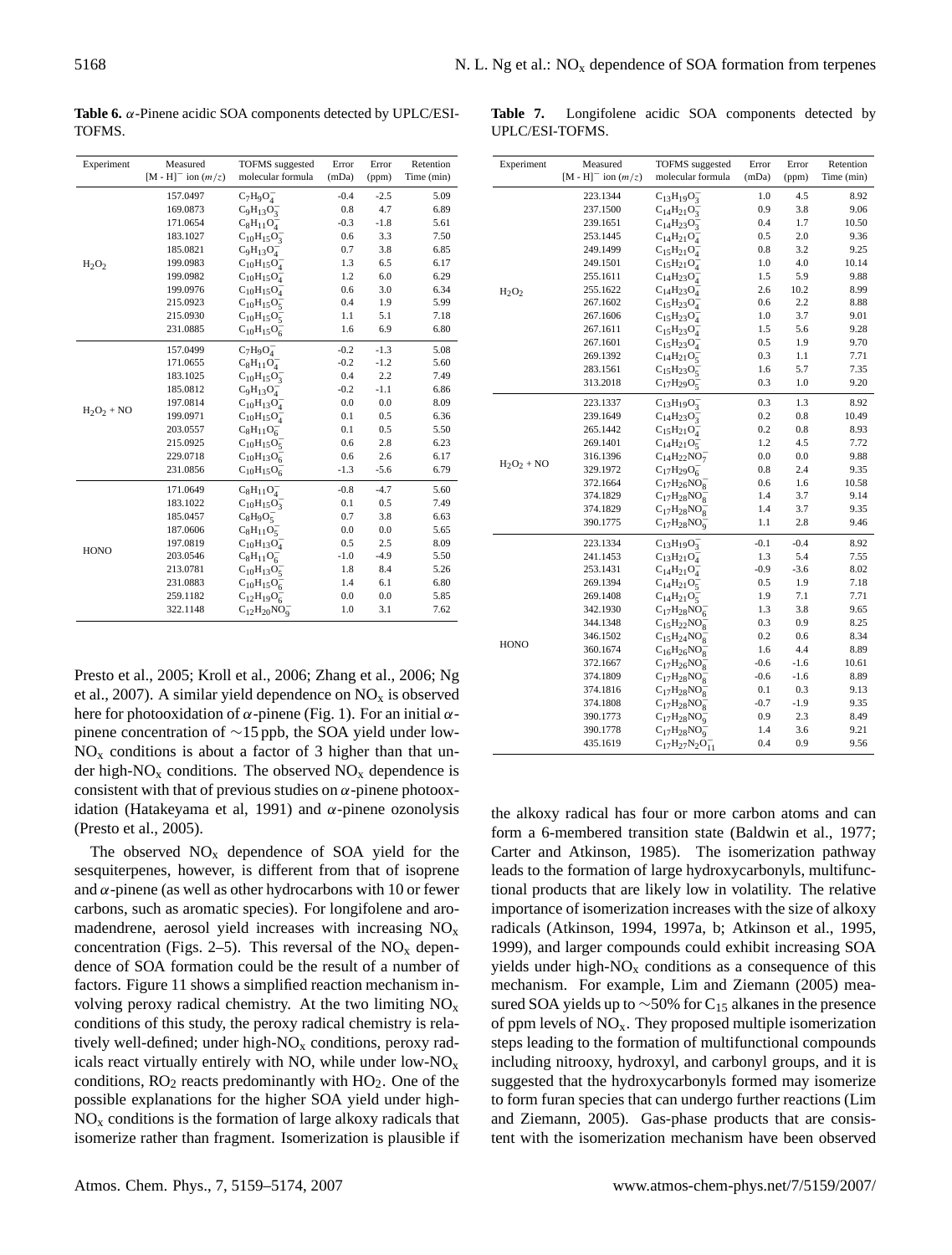**Table 6.** $\alpha$-Pinene acidic SOA components detected by UPLC/ESI-TOFMS.

| Experiment | Measured $[M-H]^-$ ion ($m/z$) | TOFMS suggested molecular formula | Error (mDa) | Error (ppm) | Retention Time (min) |
|---|---|---|---|---|---|
| $H_2O_2$ | 157.0497 | $C_7H_9O_4^-$ | -0.4 | -2.5 | 5.09 |
| | 169.0873 | $C_9H_{13}O_3^-$ | 0.8 | 4.7 | 6.89 |
| | 171.0654 | $C_8H_{11}O_4^-$ | -0.3 | -1.8 | 5.61 |
| | 183.1027 | $C_{10}H_{15}O_3^-$ | 0.6 | 3.3 | 7.50 |
| | 185.0821 | $C_9H_{13}O_4^-$ | 0.7 | 3.8 | 6.85 |
| | 199.0983 | $C_{10}H_{15}O_4^-$ | 1.3 | 6.5 | 6.17 |
| | 199.0982 | $C_{10}H_{15}O_4^-$ | 1.2 | 6.0 | 6.29 |
| | 199.0976 | $C_{10}H_{15}O_4^-$ | 0.6 | 3.0 | 6.34 |
| | 215.0923 | $C_{10}H_{15}O_5^-$ | 0.4 | 1.9 | 5.99 |
| | 215.0930 | $C_{10}H_{15}O_5^-$ | 1.1 | 5.1 | 7.18 |
| | 231.0885 | $C_{10}H_{15}O_6^-$ | 1.6 | 6.9 | 6.80 |
| $H_2O_2$ + NO | 157.0499 | $C_7H_9O_4^-$ | -0.2 | -1.3 | 5.08 |
| | 171.0655 | $C_8H_{11}O_4^-$ | -0.2 | -1.2 | 5.60 |
| | 183.1025 | $C_{10}H_{15}O_3^-$ | 0.4 | 2.2 | 7.49 |
| | 185.0812 | $C_9H_{13}O_4^-$ | -0.2 | -1.1 | 6.86 |
| | 197.0814 | $C_{10}H_{13}O_4^-$ | 0.0 | 0.0 | 8.09 |
| | 199.0971 | $C_{10}H_{15}O_4^-$ | 0.1 | 0.5 | 6.36 |
| | 203.0557 | $C_8H_{11}O_6^-$ | 0.1 | 0.5 | 5.50 |
| | 215.0925 | $C_{10}H_{15}O_5^-$ | 0.6 | 2.8 | 6.23 |
| | 229.0718 | $C_{10}H_{13}O_6^-$ | 0.6 | 2.6 | 6.17 |
| | 231.0856 | $C_{10}H_{15}O_6^-$ | -1.3 | -5.6 | 6.79 |
| HONO | 171.0649 | $C_8H_{11}O_4^-$ | -0.8 | -4.7 | 5.60 |
| | 183.1022 | $C_{10}H_{15}O_3^-$ | 0.1 | 0.5 | 7.49 |
| | 185.0457 | $C_8H_9O_5^-$ | 0.7 | 3.8 | 6.63 |
| | 187.0606 | $C_8H_{11}O_5^-$ | 0.0 | 0.0 | 5.65 |
| | 197.0819 | $C_{10}H_{13}O_4^-$ | 0.5 | 2.5 | 8.09 |
| | 203.0546 | $C_8H_{11}O_6^-$ | -1.0 | -4.9 | 5.50 |
| | 213.0781 | $C_{10}H_{13}O_5^-$ | 1.8 | 8.4 | 5.26 |
| | 231.0883 | $C_{10}H_{15}O_6^-$ | 1.4 | 6.1 | 6.80 |
| | 259.1182 | $C_{12}H_{19}O_6^-$ | 0.0 | 0.0 | 5.85 |
| | 322.1148 | $C_{12}H_{20}NO_9^-$ | 1.0 | 3.1 | 7.62 |

**Table 7.** Longifolene acidic SOA components detected by UPLC/ESI-TOFMS.

| Experiment | Measured $[M-H]^-$ ion ($m/z$) | TOFMS suggested molecular formula | Error (mDa) | Error (ppm) | Retention Time (min) |
|---|---|---|---|---|---|
| $H_2O_2$ | 223.1344 | $C_{13}H_{19}O_3^-$ | 1.0 | 4.5 | 8.92 |
| | 237.1500 | $C_{14}H_{21}O_3^-$ | 0.9 | 3.8 | 9.06 |
| | 239.1651 | $C_{14}H_{23}O_3^-$ | 0.4 | 1.7 | 10.50 |
| | 253.1445 | $C_{14}H_{21}O_4^-$ | 0.5 | 2.0 | 9.36 |
| | 249.1499 | $C_{15}H_{21}O_4^-$ | 0.8 | 3.2 | 9.25 |
| | 249.1501 | $C_{15}H_{21}O_4^-$ | 1.0 | 4.0 | 10.14 |
| | 255.1611 | $C_{14}H_{23}O_4^-$ | 1.5 | 5.9 | 9.88 |
| | 255.1622 | $C_{14}H_{23}O_4^-$ | 2.6 | 10.2 | 8.99 |
| | 267.1602 | $C_{15}H_{23}O_4^-$ | 0.6 | 2.2 | 8.88 |
| | 267.1606 | $C_{15}H_{23}O_4^-$ | 1.0 | 3.7 | 9.01 |
| | 267.1611 | $C_{15}H_{23}O_4^-$ | 1.5 | 5.6 | 9.28 |
| | 267.1601 | $C_{15}H_{23}O_4^-$ | 0.5 | 1.9 | 9.70 |
| | 269.1392 | $C_{14}H_{21}O_5^-$ | 0.3 | 1.1 | 7.71 |
| | 283.1561 | $C_{15}H_{23}O_5^-$ | 1.6 | 5.7 | 7.35 |
| | 313.2018 | $C_{17}H_{29}O_5^-$ | 0.3 | 1.0 | 9.20 |
| $H_2O_2$ + NO | 223.1337 | $C_{13}H_{19}O_3^-$ | 0.3 | 1.3 | 8.92 |
| | 239.1649 | $C_{14}H_{23}O_3^-$ | 0.2 | 0.8 | 10.49 |
| | 265.1442 | $C_{15}H_{21}O_4^-$ | 0.2 | 0.8 | 8.93 |
| | 269.1401 | $C_{14}H_{21}O_5^-$ | 1.2 | 4.5 | 7.72 |
| | 316.1396 | $C_{14}H_{22}NO_7^-$ | 0.0 | 0.0 | 9.88 |
| | 329.1972 | $C_{17}H_{29}O_6^-$ | 0.8 | 2.4 | 9.35 |
| | 372.1664 | $C_{17}H_{26}NO_8^-$ | 0.6 | 1.6 | 10.58 |
| | 374.1829 | $C_{17}H_{28}NO_8^-$ | 1.4 | 3.7 | 9.14 |
| | 374.1829 | $C_{17}H_{28}NO_8^-$ | 1.4 | 3.7 | 9.35 |
| | 390.1775 | $C_{17}H_{28}NO_9^-$ | 1.1 | 2.8 | 9.46 |
| HONO | 223.1334 | $C_{13}H_{19}O_3^-$ | -0.1 | -0.4 | 8.92 |
| | 241.1453 | $C_{13}H_{21}O_4^-$ | 1.3 | 5.4 | 7.55 |
| | 253.1431 | $C_{14}H_{21}O_4^-$ | -0.9 | -3.6 | 8.02 |
| | 269.1394 | $C_{14}H_{21}O_5^-$ | 0.5 | 1.9 | 7.18 |
| | 269.1408 | $C_{14}H_{21}O_5^-$ | 1.9 | 7.1 | 7.71 |
| | 342.1930 | $C_{17}H_{28}NO_6^-$ | 1.3 | 3.8 | 9.65 |
| | 344.1348 | $C_{15}H_{22}NO_8^-$ | 0.3 | 0.9 | 8.25 |
| | 346.1502 | $C_{15}H_{24}NO_8^-$ | 0.2 | 0.6 | 8.34 |
| | 360.1674 | $C_{16}H_{26}NO_8^-$ | 1.6 | 4.4 | 8.89 |
| | 372.1667 | $C_{17}H_{26}NO_8^-$ | -0.6 | -1.6 | 10.61 |
| | 374.1809 | $C_{17}H_{28}NO_8^-$ | -0.6 | -1.6 | 8.89 |
| | 374.1816 | $C_{17}H_{28}NO_8^-$ | 0.1 | 0.3 | 9.13 |
| | 374.1808 | $C_{17}H_{28}NO_8^-$ | -0.7 | -1.9 | 9.35 |
| | 390.1773 | $C_{17}H_{28}NO_9^-$ | 0.9 | 2.3 | 8.49 |
| | 390.1778 | $C_{17}H_{28}NO_9^-$ | 1.4 | 3.6 | 9.21 |
| | 435.1619 | $C_{17}H_{27}N_2O_{11}^-$ | 0.4 | 0.9 | 9.56 |

Presto et al., 2005; Kroll et al., 2006; Zhang et al., 2006; Ng et al., 2007). A similar yield dependence on $NO_x$ is observed here for photooxidation of $\alpha$-pinene (Fig. 1). For an initial $\alpha$-pinene concentration of ~15 ppb, the SOA yield under low-$NO_x$ conditions is about a factor of 3 higher than that under high-$NO_x$ conditions. The observed $NO_x$ dependence is consistent with that of previous studies on $\alpha$-pinene photooxidation (Hatakeyama et al, 1991) and $\alpha$-pinene ozonolysis (Presto et al., 2005).

The observed $NO_x$ dependence of SOA yield for the sesquiterpenes, however, is different from that of isoprene and $\alpha$-pinene (as well as other hydrocarbons with 10 or fewer carbons, such as aromatic species). For longifolene and aromadendrene, aerosol yield increases with increasing $NO_x$ concentration (Figs. 2–5). This reversal of the $NO_x$ dependence of SOA formation could be the result of a number of factors. Figure 11 shows a simplified reaction mechanism involving peroxy radical chemistry. At the two limiting $NO_x$ conditions of this study, the peroxy radical chemistry is relatively well-defined; under high-$NO_x$ conditions, peroxy radicals react virtually entirely with NO, while under low-$NO_x$ conditions, $RO_2$ reacts predominantly with $HO_2$. One of the possible explanations for the higher SOA yield under high-$NO_x$ conditions is the formation of large alkoxy radicals that isomerize rather than fragment. Isomerization is plausible if the alkoxy radical has four or more carbon atoms and can form a 6-membered transition state (Baldwin et al., 1977; Carter and Atkinson, 1985). The isomerization pathway leads to the formation of large hydroxycarbonyls, multifunctional products that are likely low in volatility. The relative importance of isomerization increases with the size of alkoxy radicals (Atkinson, 1994, 1997a, b; Atkinson et al., 1995, 1999), and larger compounds could exhibit increasing SOA yields under high-$NO_x$ conditions as a consequence of this mechanism. For example, Lim and Ziemann (2005) measured SOA yields up to ~50% for $C_{15}$ alkanes in the presence of ppm levels of $NO_x$. They proposed multiple isomerization steps leading to the formation of multifunctional compounds including nitrooxy, hydroxyl, and carbonyl groups, and it is suggested that the hydroxycarbonyls formed may isomerize to form furan species that can undergo further reactions (Lim and Ziemann, 2005). Gas-phase products that are consistent with the isomerization mechanism have been observed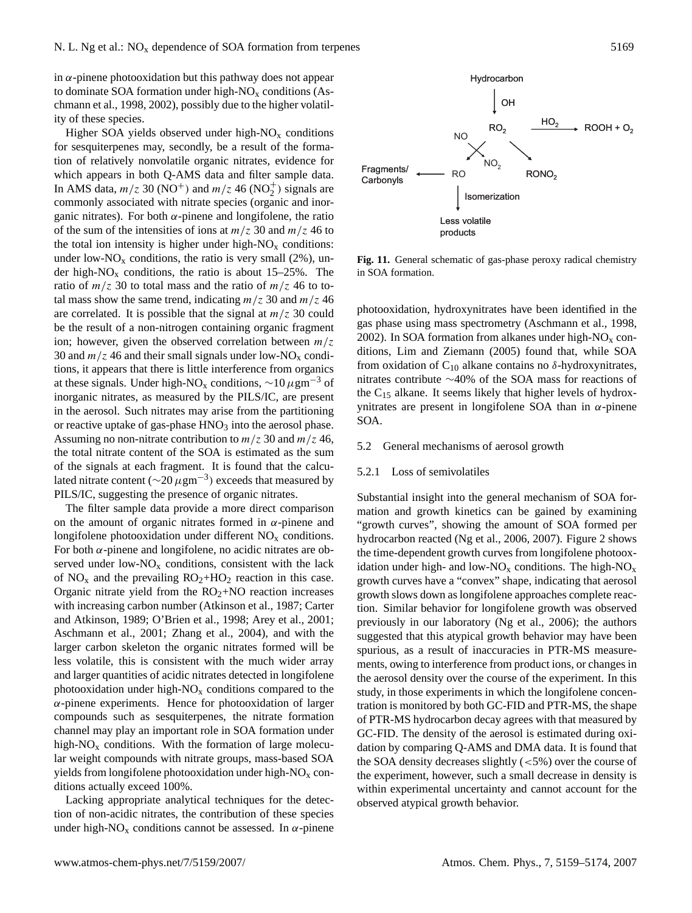in $\alpha$-pinene photooxidation but this pathway does not appear to dominate SOA formation under high-$NO_x$ conditions (Aschmann et al., 1998, 2002), possibly due to the higher volatility of these species.

Higher SOA yields observed under high-$NO_x$ conditions for sesquiterpenes may, secondly, be a result of the formation of relatively nonvolatile organic nitrates, evidence for which appears in both Q-AMS data and filter sample data. In AMS data, $m/z$ 30 ($NO^+$) and $m/z$ 46 ($NO_2^+$) signals are commonly associated with nitrate species (organic and inorganic nitrates). For both $\alpha$-pinene and longifolene, the ratio of the sum of the intensities of ions at $m/z$ 30 and $m/z$ 46 to the total ion intensity is higher under high-$NO_x$ conditions: under low-$NO_x$ conditions, the ratio is very small (2%), under high-$NO_x$ conditions, the ratio is about 15–25%. The ratio of $m/z$ 30 to total mass and the ratio of $m/z$ 46 to total mass show the same trend, indicating $m/z$ 30 and $m/z$ 46 are correlated. It is possible that the signal at $m/z$ 30 could be the result of a non-nitrogen containing organic fragment ion; however, given the observed correlation between $m/z$ 30 and $m/z$ 46 and their small signals under low-$NO_x$ conditions, it appears that there is little interference from organics at these signals. Under high-$NO_x$ conditions, $\sim 10\,\mu g m^{-3}$ of inorganic nitrates, as measured by the PILS/IC, are present in the aerosol. Such nitrates may arise from the partitioning or reactive uptake of gas-phase $HNO_3$ into the aerosol phase. Assuming no non-nitrate contribution to $m/z$ 30 and $m/z$ 46, the total nitrate content of the SOA is estimated as the sum of the signals at each fragment. It is found that the calculated nitrate content ($\sim 20\,\mu g m^{-3}$) exceeds that measured by PILS/IC, suggesting the presence of organic nitrates.

The filter sample data provide a more direct comparison on the amount of organic nitrates formed in $\alpha$-pinene and longifolene photooxidation under different $NO_x$ conditions. For both $\alpha$-pinene and longifolene, no acidic nitrates are observed under low-$NO_x$ conditions, consistent with the lack of $NO_x$ and the prevailing $RO_2$+$HO_2$ reaction in this case. Organic nitrate yield from the $RO_2$+NO reaction increases with increasing carbon number (Atkinson et al., 1987; Carter and Atkinson, 1989; O'Brien et al., 1998; Arey et al., 2001; Aschmann et al., 2001; Zhang et al., 2004), and with the larger carbon skeleton the organic nitrates formed will be less volatile, this is consistent with the much wider array and larger quantities of acidic nitrates detected in longifolene photooxidation under high-$NO_x$ conditions compared to the $\alpha$-pinene experiments. Hence for photooxidation of larger compounds such as sesquiterpenes, the nitrate formation channel may play an important role in SOA formation under high-$NO_x$ conditions. With the formation of large molecular weight compounds with nitrate groups, mass-based SOA yields from longifolene photooxidation under high-$NO_x$ conditions actually exceed 100%.

Lacking appropriate analytical techniques for the detection of non-acidic nitrates, the contribution of these species under high-$NO_x$ conditions cannot be assessed. In $\alpha$-pinene photooxidation, hydroxynitrates have been identified in the gas phase using mass spectrometry (Aschmann et al., 1998, 2002). In SOA formation from alkanes under high-$NO_x$ conditions, Lim and Ziemann (2005) found that, while SOA from oxidation of $C_{10}$ alkane contains no $\delta$-hydroxynitrates, nitrates contribute $\sim$40% of the SOA mass for reactions of the $C_{15}$ alkane. It seems likely that higher levels of hydroxynitrates are present in longifolene SOA than in $\alpha$-pinene SOA.

Hydrocarbon → (OH) → $RO_2$; $RO_2$ → ($HO_2$) → ROOH + $O_2$; $RO_2$ → (NO) → RO + $NO_2$; $RO_2$ → $RONO_2$; RO → Fragments/Carbonyls; RO → (Isomerization) → Less volatile products

**Fig. 11.** General schematic of gas-phase peroxy radical chemistry in SOA formation.

### 5.2 General mechanisms of aerosol growth

#### 5.2.1 Loss of semivolatiles

Substantial insight into the general mechanism of SOA formation and growth kinetics can be gained by examining "growth curves", showing the amount of SOA formed per hydrocarbon reacted (Ng et al., 2006, 2007). Figure 2 shows the time-dependent growth curves from longifolene photooxidation under high- and low-$NO_x$ conditions. The high-$NO_x$ growth curves have a "convex" shape, indicating that aerosol growth slows down as longifolene approaches complete reaction. Similar behavior for longifolene growth was observed previously in our laboratory (Ng et al., 2006); the authors suggested that this atypical growth behavior may have been spurious, as a result of inaccuracies in PTR-MS measurements, owing to interference from product ions, or changes in the aerosol density over the course of the experiment. In this study, in those experiments in which the longifolene concentration is monitored by both GC-FID and PTR-MS, the shape of PTR-MS hydrocarbon decay agrees with that measured by GC-FID. The density of the aerosol is estimated during oxidation by comparing Q-AMS and DMA data. It is found that the SOA density decreases slightly (<5%) over the course of the experiment, however, such a small decrease in density is within experimental uncertainty and cannot account for the observed atypical growth behavior.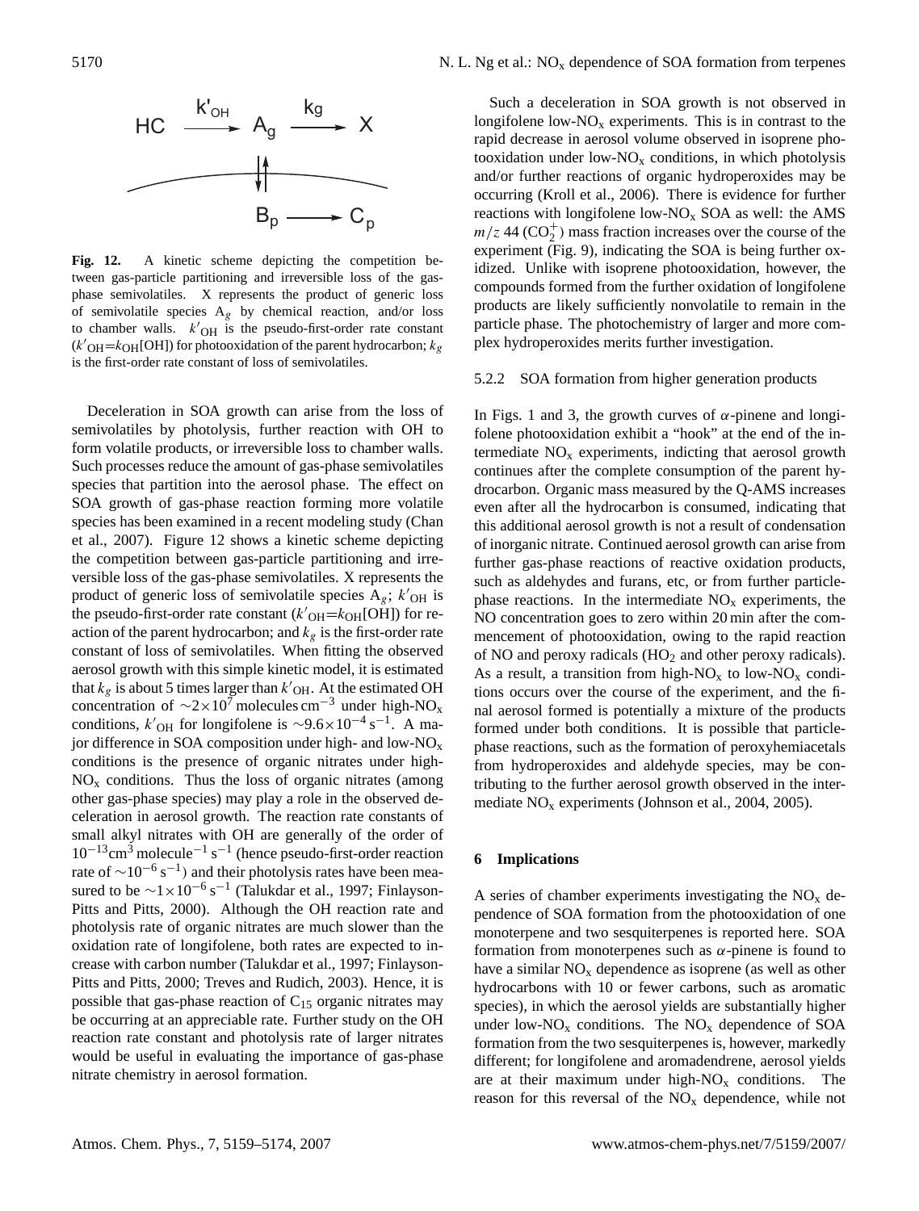**Fig. 12.** A kinetic scheme depicting the competition between gas-particle partitioning and irreversible loss of the gas-phase semivolatiles. X represents the product of generic loss of semivolatile species $A_g$ by chemical reaction, and/or loss to chamber walls. $k'_{OH}$ is the pseudo-first-order rate constant ($k'_{OH}$=$k_{OH}$[OH]) for photooxidation of the parent hydrocarbon; $k_g$ is the first-order rate constant of loss of semivolatiles.

Deceleration in SOA growth can arise from the loss of semivolatiles by photolysis, further reaction with OH to form volatile products, or irreversible loss to chamber walls. Such processes reduce the amount of gas-phase semivolatiles species that partition into the aerosol phase. The effect on SOA growth of gas-phase reaction forming more volatile species has been examined in a recent modeling study (Chan et al., 2007). Figure 12 shows a kinetic scheme depicting the competition between gas-particle partitioning and irreversible loss of the gas-phase semivolatiles. X represents the product of generic loss of semivolatile species $A_g$; $k'_{OH}$ is the pseudo-first-order rate constant ($k'_{OH}$=$k_{OH}$[OH]) for reaction of the parent hydrocarbon; and $k_g$ is the first-order rate constant of loss of semivolatiles. When fitting the observed aerosol growth with this simple kinetic model, it is estimated that $k_g$ is about 5 times larger than $k'_{OH}$. At the estimated OH concentration of $\sim 2\times 10^7$ molecules cm$^{-3}$ under high-$NO_x$ conditions, $k'_{OH}$ for longifolene is $\sim 9.6\times 10^{-4}$ s$^{-1}$. A major difference in SOA composition under high- and low-$NO_x$ conditions is the presence of organic nitrates under high-$NO_x$ conditions. Thus the loss of organic nitrates (among other gas-phase species) may play a role in the observed deceleration in aerosol growth. The reaction rate constants of small alkyl nitrates with OH are generally of the order of $10^{-13}$cm$^3$ molecule$^{-1}$ s$^{-1}$ (hence pseudo-first-order reaction rate of $\sim 10^{-6}$ s$^{-1}$) and their photolysis rates have been measured to be $\sim 1\times 10^{-6}$ s$^{-1}$ (Talukdar et al., 1997; Finlayson-Pitts and Pitts, 2000). Although the OH reaction rate and photolysis rate of organic nitrates are much slower than the oxidation rate of longifolene, both rates are expected to increase with carbon number (Talukdar et al., 1997; Finlayson-Pitts and Pitts, 2000; Treves and Rudich, 2003). Hence, it is possible that gas-phase reaction of $C_{15}$ organic nitrates may be occurring at an appreciable rate. Further study on the OH reaction rate constant and photolysis rate of larger nitrates would be useful in evaluating the importance of gas-phase nitrate chemistry in aerosol formation.

Such a deceleration in SOA growth is not observed in longifolene low-$NO_x$ experiments. This is in contrast to the rapid decrease in aerosol volume observed in isoprene photooxidation under low-$NO_x$ conditions, in which photolysis and/or further reactions of organic hydroperoxides may be occurring (Kroll et al., 2006). There is evidence for further reactions with longifolene low-$NO_x$ SOA as well: the AMS $m/z$ 44 ($CO_2^+$) mass fraction increases over the course of the experiment (Fig. 9), indicating the SOA is being further oxidized. Unlike with isoprene photooxidation, however, the compounds formed from the further oxidation of longifolene products are likely sufficiently nonvolatile to remain in the particle phase. The photochemistry of larger and more complex hydroperoxides merits further investigation.

#### 5.2.2 SOA formation from higher generation products

In Figs. 1 and 3, the growth curves of $\alpha$-pinene and longifolene photooxidation exhibit a "hook" at the end of the intermediate $NO_x$ experiments, indicting that aerosol growth continues after the complete consumption of the parent hydrocarbon. Organic mass measured by the Q-AMS increases even after all the hydrocarbon is consumed, indicating that this additional aerosol growth is not a result of condensation of inorganic nitrate. Continued aerosol growth can arise from further gas-phase reactions of reactive oxidation products, such as aldehydes and furans, etc, or from further particle-phase reactions. In the intermediate $NO_x$ experiments, the NO concentration goes to zero within 20 min after the commencement of photooxidation, owing to the rapid reaction of NO and peroxy radicals ($HO_2$ and other peroxy radicals). As a result, a transition from high-$NO_x$ to low-$NO_x$ conditions occurs over the course of the experiment, and the final aerosol formed is potentially a mixture of the products formed under both conditions. It is possible that particle-phase reactions, such as the formation of peroxyhemiacetals from hydroperoxides and aldehyde species, may be contributing to the further aerosol growth observed in the intermediate $NO_x$ experiments (Johnson et al., 2004, 2005).

## 6 Implications

A series of chamber experiments investigating the $NO_x$ dependence of SOA formation from the photooxidation of one monoterpene and two sesquiterpenes is reported here. SOA formation from monoterpenes such as $\alpha$-pinene is found to have a similar $NO_x$ dependence as isoprene (as well as other hydrocarbons with 10 or fewer carbons, such as aromatic species), in which the aerosol yields are substantially higher under low-$NO_x$ conditions. The $NO_x$ dependence of SOA formation from the two sesquiterpenes is, however, markedly different; for longifolene and aromadendrene, aerosol yields are at their maximum under high-$NO_x$ conditions. The reason for this reversal of the $NO_x$ dependence, while not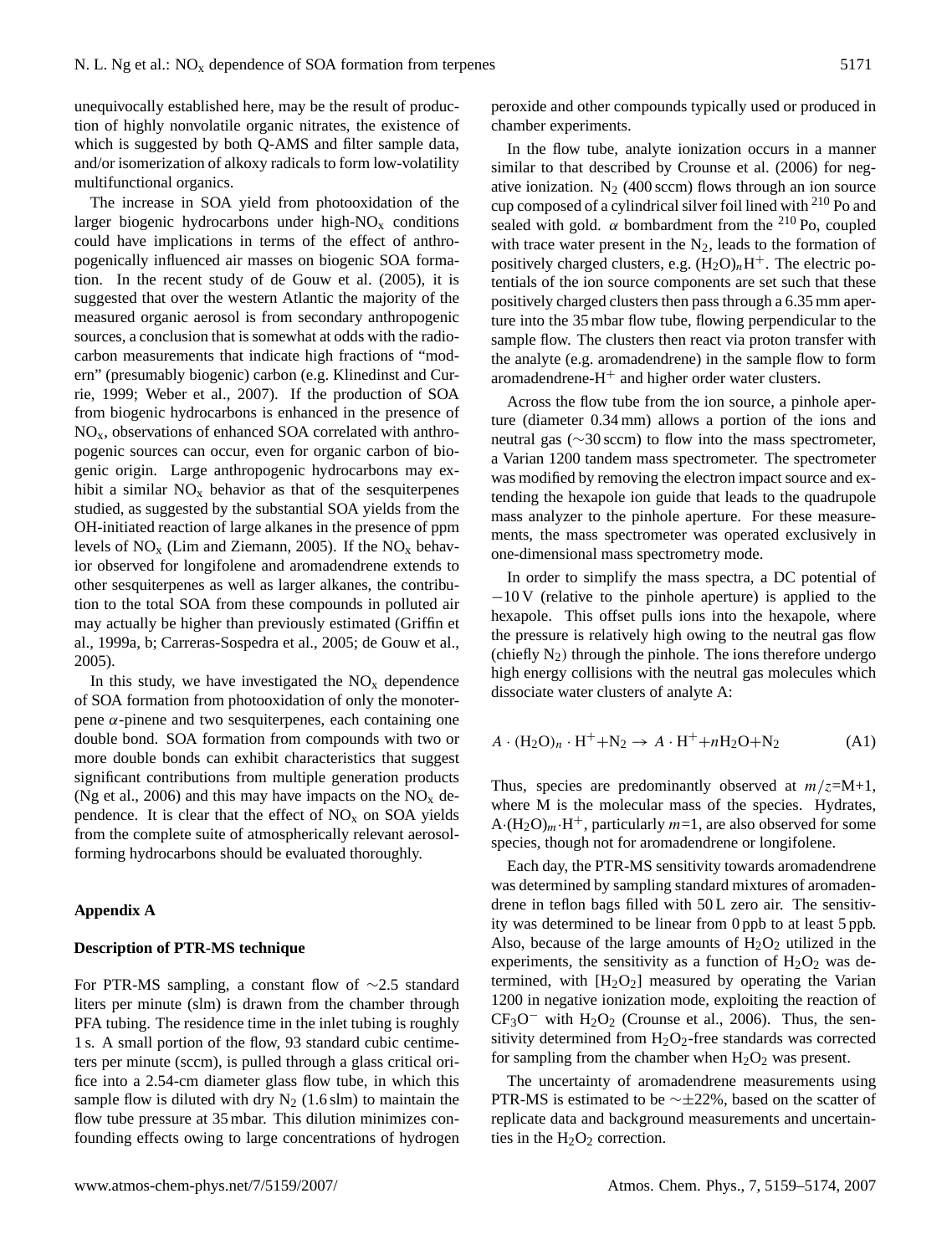unequivocally established here, may be the result of production of highly nonvolatile organic nitrates, the existence of which is suggested by both Q-AMS and filter sample data, and/or isomerization of alkoxy radicals to form low-volatility multifunctional organics.

The increase in SOA yield from photooxidation of the larger biogenic hydrocarbons under high-$NO_x$ conditions could have implications in terms of the effect of anthropogenically influenced air masses on biogenic SOA formation. In the recent study of de Gouw et al. (2005), it is suggested that over the western Atlantic the majority of the measured organic aerosol is from secondary anthropogenic sources, a conclusion that is somewhat at odds with the radiocarbon measurements that indicate high fractions of "modern" (presumably biogenic) carbon (e.g. Klinedinst and Currie, 1999; Weber et al., 2007). If the production of SOA from biogenic hydrocarbons is enhanced in the presence of $NO_x$, observations of enhanced SOA correlated with anthropogenic sources can occur, even for organic carbon of biogenic origin. Large anthropogenic hydrocarbons may exhibit a similar $NO_x$ behavior as that of the sesquiterpenes studied, as suggested by the substantial SOA yields from the OH-initiated reaction of large alkanes in the presence of ppm levels of $NO_x$ (Lim and Ziemann, 2005). If the $NO_x$ behavior observed for longifolene and aromadendrene extends to other sesquiterpenes as well as larger alkanes, the contribution to the total SOA from these compounds in polluted air may actually be higher than previously estimated (Griffin et al., 1999a, b; Carreras-Sospedra et al., 2005; de Gouw et al., 2005).

In this study, we have investigated the $NO_x$ dependence of SOA formation from photooxidation of only the monoterpene $\alpha$-pinene and two sesquiterpenes, each containing one double bond. SOA formation from compounds with two or more double bonds can exhibit characteristics that suggest significant contributions from multiple generation products (Ng et al., 2006) and this may have impacts on the $NO_x$ dependence. It is clear that the effect of $NO_x$ on SOA yields from the complete suite of atmospherically relevant aerosol-forming hydrocarbons should be evaluated thoroughly.

## Appendix A

### Description of PTR-MS technique

For PTR-MS sampling, a constant flow of ~2.5 standard liters per minute (slm) is drawn from the chamber through PFA tubing. The residence time in the inlet tubing is roughly 1 s. A small portion of the flow, 93 standard cubic centimeters per minute (sccm), is pulled through a glass critical orifice into a 2.54-cm diameter glass flow tube, in which this sample flow is diluted with dry $N_2$ (1.6 slm) to maintain the flow tube pressure at 35 mbar. This dilution minimizes confounding effects owing to large concentrations of hydrogen peroxide and other compounds typically used or produced in chamber experiments.

In the flow tube, analyte ionization occurs in a manner similar to that described by Crounse et al. (2006) for negative ionization. $N_2$ (400 sccm) flows through an ion source cup composed of a cylindrical silver foil lined with $^{210}$Po and sealed with gold. $\alpha$ bombardment from the $^{210}$Po, coupled with trace water present in the $N_2$, leads to the formation of positively charged clusters, e.g. $(H_2O)_nH^+$. The electric potentials of the ion source components are set such that these positively charged clusters then pass through a 6.35 mm aperture into the 35 mbar flow tube, flowing perpendicular to the sample flow. The clusters then react via proton transfer with the analyte (e.g. aromadendrene) in the sample flow to form aromadendrene-$H^+$ and higher order water clusters.

Across the flow tube from the ion source, a pinhole aperture (diameter 0.34 mm) allows a portion of the ions and neutral gas (~30 sccm) to flow into the mass spectrometer, a Varian 1200 tandem mass spectrometer. The spectrometer was modified by removing the electron impact source and extending the hexapole ion guide that leads to the quadrupole mass analyzer to the pinhole aperture. For these measurements, the mass spectrometer was operated exclusively in one-dimensional mass spectrometry mode.

In order to simplify the mass spectra, a DC potential of −10 V (relative to the pinhole aperture) is applied to the hexapole. This offset pulls ions into the hexapole, where the pressure is relatively high owing to the neutral gas flow (chiefly $N_2$) through the pinhole. The ions therefore undergo high energy collisions with the neutral gas molecules which dissociate water clusters of analyte A:

$$A \cdot (H_2O)_n \cdot H^+ + N_2 \rightarrow A \cdot H^+ + nH_2O + N_2 \qquad \text{(A1)}$$

Thus, species are predominantly observed at $m/z$=M+1, where M is the molecular mass of the species. Hydrates, $A{\cdot}(H_2O)_m{\cdot}H^+$, particularly $m$=1, are also observed for some species, though not for aromadendrene or longifolene.

Each day, the PTR-MS sensitivity towards aromadendrene was determined by sampling standard mixtures of aromadendrene in teflon bags filled with 50 L zero air. The sensitivity was determined to be linear from 0 ppb to at least 5 ppb. Also, because of the large amounts of $H_2O_2$ utilized in the experiments, the sensitivity as a function of $H_2O_2$ was determined, with $[H_2O_2]$ measured by operating the Varian 1200 in negative ionization mode, exploiting the reaction of $CF_3O^-$ with $H_2O_2$ (Crounse et al., 2006). Thus, the sensitivity determined from $H_2O_2$-free standards was corrected for sampling from the chamber when $H_2O_2$ was present.

The uncertainty of aromadendrene measurements using PTR-MS is estimated to be ~±22%, based on the scatter of replicate data and background measurements and uncertainties in the $H_2O_2$ correction.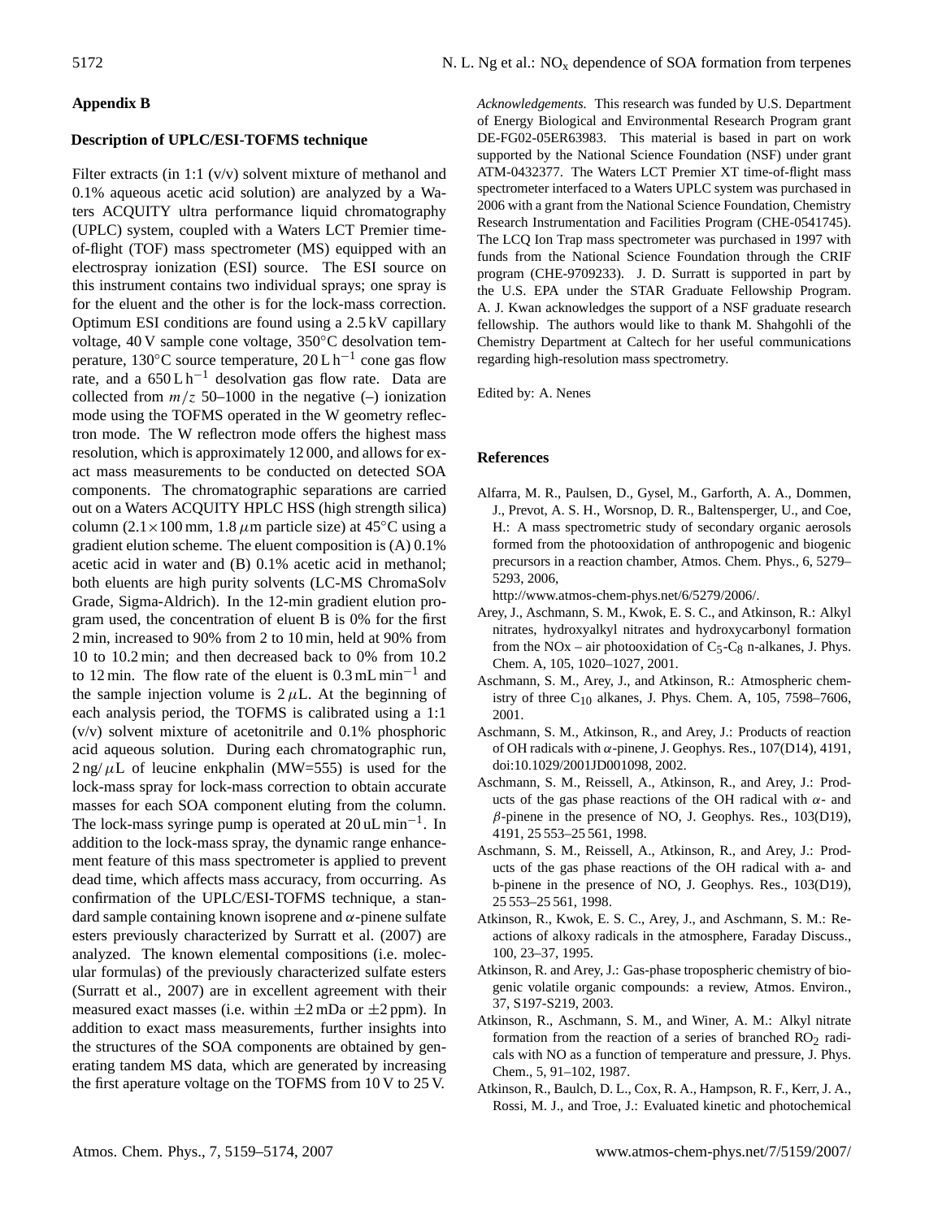## Appendix B

### Description of UPLC/ESI-TOFMS technique

Filter extracts (in 1:1 (v/v) solvent mixture of methanol and 0.1% aqueous acetic acid solution) are analyzed by a Waters ACQUITY ultra performance liquid chromatography (UPLC) system, coupled with a Waters LCT Premier time-of-flight (TOF) mass spectrometer (MS) equipped with an electrospray ionization (ESI) source. The ESI source on this instrument contains two individual sprays; one spray is for the eluent and the other is for the lock-mass correction. Optimum ESI conditions are found using a 2.5 kV capillary voltage, 40 V sample cone voltage, 350°C desolvation temperature, 130°C source temperature, 20 L h$^{-1}$ cone gas flow rate, and a 650 L h$^{-1}$ desolvation gas flow rate. Data are collected from $m/z$ 50–1000 in the negative (–) ionization mode using the TOFMS operated in the W geometry reflectron mode. The W reflectron mode offers the highest mass resolution, which is approximately 12 000, and allows for exact mass measurements to be conducted on detected SOA components. The chromatographic separations are carried out on a Waters ACQUITY HPLC HSS (high strength silica) column (2.1×100 mm, 1.8 $\mu$m particle size) at 45°C using a gradient elution scheme. The eluent composition is (A) 0.1% acetic acid in water and (B) 0.1% acetic acid in methanol; both eluents are high purity solvents (LC-MS ChromaSolv Grade, Sigma-Aldrich). In the 12-min gradient elution program used, the concentration of eluent B is 0% for the first 2 min, increased to 90% from 2 to 10 min, held at 90% from 10 to 10.2 min; and then decreased back to 0% from 10.2 to 12 min. The flow rate of the eluent is 0.3 mL min$^{-1}$ and the sample injection volume is 2 $\mu$L. At the beginning of each analysis period, the TOFMS is calibrated using a 1:1 (v/v) solvent mixture of acetonitrile and 0.1% phosphoric acid aqueous solution. During each chromatographic run, 2 ng/$\mu$L of leucine enkphalin (MW=555) is used for the lock-mass spray for lock-mass correction to obtain accurate masses for each SOA component eluting from the column. The lock-mass syringe pump is operated at 20 uL min$^{-1}$. In addition to the lock-mass spray, the dynamic range enhancement feature of this mass spectrometer is applied to prevent dead time, which affects mass accuracy, from occurring. As confirmation of the UPLC/ESI-TOFMS technique, a standard sample containing known isoprene and $\alpha$-pinene sulfate esters previously characterized by Surratt et al. (2007) are analyzed. The known elemental compositions (i.e. molecular formulas) of the previously characterized sulfate esters (Surratt et al., 2007) are in excellent agreement with their measured exact masses (i.e. within ±2 mDa or ±2 ppm). In addition to exact mass measurements, further insights into the structures of the SOA components are obtained by generating tandem MS data, which are generated by increasing the first aperature voltage on the TOFMS from 10 V to 25 V.

*Acknowledgements.* This research was funded by U.S. Department of Energy Biological and Environmental Research Program grant DE-FG02-05ER63983. This material is based in part on work supported by the National Science Foundation (NSF) under grant ATM-0432377. The Waters LCT Premier XT time-of-flight mass spectrometer interfaced to a Waters UPLC system was purchased in 2006 with a grant from the National Science Foundation, Chemistry Research Instrumentation and Facilities Program (CHE-0541745). The LCQ Ion Trap mass spectrometer was purchased in 1997 with funds from the National Science Foundation through the CRIF program (CHE-9709233). J. D. Surratt is supported in part by the U.S. EPA under the STAR Graduate Fellowship Program. A. J. Kwan acknowledges the support of a NSF graduate research fellowship. The authors would like to thank M. Shahgohli of the Chemistry Department at Caltech for her useful communications regarding high-resolution mass spectrometry.

Edited by: A. Nenes

## References

Alfarra, M. R., Paulsen, D., Gysel, M., Garforth, A. A., Dommen, J., Prevot, A. S. H., Worsnop, D. R., Baltensperger, U., and Coe, H.: A mass spectrometric study of secondary organic aerosols formed from the photooxidation of anthropogenic and biogenic precursors in a reaction chamber, Atmos. Chem. Phys., 6, 5279–5293, 2006, http://www.atmos-chem-phys.net/6/5279/2006/.

Arey, J., Aschmann, S. M., Kwok, E. S. C., and Atkinson, R.: Alkyl nitrates, hydroxyalkyl nitrates and hydroxycarbonyl formation from the NOx – air photooxidation of $C_5$-$C_8$ n-alkanes, J. Phys. Chem. A, 105, 1020–1027, 2001.

Aschmann, S. M., Arey, J., and Atkinson, R.: Atmospheric chemistry of three $C_{10}$ alkanes, J. Phys. Chem. A, 105, 7598–7606, 2001.

Aschmann, S. M., Atkinson, R., and Arey, J.: Products of reaction of OH radicals with $\alpha$-pinene, J. Geophys. Res., 107(D14), 4191, doi:10.1029/2001JD001098, 2002.

Aschmann, S. M., Reissell, A., Atkinson, R., and Arey, J.: Products of the gas phase reactions of the OH radical with $\alpha$- and $\beta$-pinene in the presence of NO, J. Geophys. Res., 103(D19), 4191, 25 553–25 561, 1998.

Aschmann, S. M., Reissell, A., Atkinson, R., and Arey, J.: Products of the gas phase reactions of the OH radical with a- and b-pinene in the presence of NO, J. Geophys. Res., 103(D19), 25 553–25 561, 1998.

Atkinson, R., Kwok, E. S. C., Arey, J., and Aschmann, S. M.: Reactions of alkoxy radicals in the atmosphere, Faraday Discuss., 100, 23–37, 1995.

Atkinson, R. and Arey, J.: Gas-phase tropospheric chemistry of biogenic volatile organic compounds: a review, Atmos. Environ., 37, S197-S219, 2003.

Atkinson, R., Aschmann, S. M., and Winer, A. M.: Alkyl nitrate formation from the reaction of a series of branched $RO_2$ radicals with NO as a function of temperature and pressure, J. Phys. Chem., 5, 91–102, 1987.

Atkinson, R., Baulch, D. L., Cox, R. A., Hampson, R. F., Kerr, J. A., Rossi, M. J., and Troe, J.: Evaluated kinetic and photochemical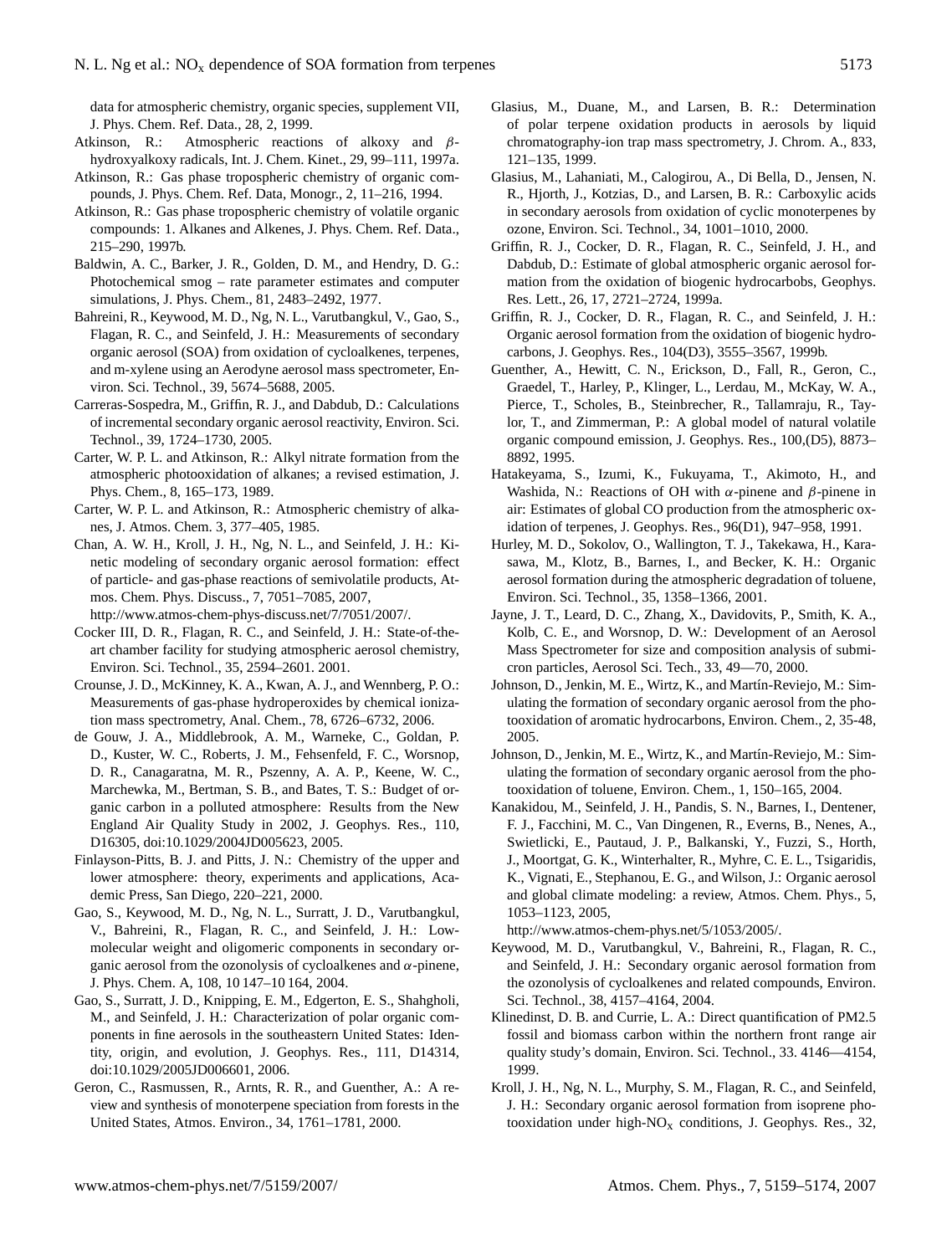data for atmospheric chemistry, organic species, supplement VII, J. Phys. Chem. Ref. Data., 28, 2, 1999.

Atkinson, R.: Atmospheric reactions of alkoxy and $\beta$-hydroxyalkoxy radicals, Int. J. Chem. Kinet., 29, 99–111, 1997a.

Atkinson, R.: Gas phase tropospheric chemistry of organic compounds, J. Phys. Chem. Ref. Data, Monogr., 2, 11–216, 1994.

Atkinson, R.: Gas phase tropospheric chemistry of volatile organic compounds: 1. Alkanes and Alkenes, J. Phys. Chem. Ref. Data., 215–290, 1997b.

Baldwin, A. C., Barker, J. R., Golden, D. M., and Hendry, D. G.: Photochemical smog – rate parameter estimates and computer simulations, J. Phys. Chem., 81, 2483–2492, 1977.

Bahreini, R., Keywood, M. D., Ng, N. L., Varutbangkul, V., Gao, S., Flagan, R. C., and Seinfeld, J. H.: Measurements of secondary organic aerosol (SOA) from oxidation of cycloalkenes, terpenes, and m-xylene using an Aerodyne aerosol mass spectrometer, Environ. Sci. Technol., 39, 5674–5688, 2005.

Carreras-Sospedra, M., Griffin, R. J., and Dabdub, D.: Calculations of incremental secondary organic aerosol reactivity, Environ. Sci. Technol., 39, 1724–1730, 2005.

Carter, W. P. L. and Atkinson, R.: Alkyl nitrate formation from the atmospheric photooxidation of alkanes; a revised estimation, J. Phys. Chem., 8, 165–173, 1989.

Carter, W. P. L. and Atkinson, R.: Atmospheric chemistry of alkanes, J. Atmos. Chem. 3, 377–405, 1985.

Chan, A. W. H., Kroll, J. H., Ng, N. L., and Seinfeld, J. H.: Kinetic modeling of secondary organic aerosol formation: effect of particle- and gas-phase reactions of semivolatile products, Atmos. Chem. Phys. Discuss., 7, 7051–7085, 2007, http://www.atmos-chem-phys-discuss.net/7/7051/2007/.

Cocker III, D. R., Flagan, R. C., and Seinfeld, J. H.: State-of-the-art chamber facility for studying atmospheric aerosol chemistry, Environ. Sci. Technol., 35, 2594–2601. 2001.

Crounse, J. D., McKinney, K. A., Kwan, A. J., and Wennberg, P. O.: Measurements of gas-phase hydroperoxides by chemical ionization mass spectrometry, Anal. Chem., 78, 6726–6732, 2006.

de Gouw, J. A., Middlebrook, A. M., Warneke, C., Goldan, P. D., Kuster, W. C., Roberts, J. M., Fehsenfeld, F. C., Worsnop, D. R., Canagaratna, M. R., Pszenny, A. A. P., Keene, W. C., Marchewka, M., Bertman, S. B., and Bates, T. S.: Budget of organic carbon in a polluted atmosphere: Results from the New England Air Quality Study in 2002, J. Geophys. Res., 110, D16305, doi:10.1029/2004JD005623, 2005.

Finlayson-Pitts, B. J. and Pitts, J. N.: Chemistry of the upper and lower atmosphere: theory, experiments and applications, Academic Press, San Diego, 220–221, 2000.

Gao, S., Keywood, M. D., Ng, N. L., Surratt, J. D., Varutbangkul, V., Bahreini, R., Flagan, R. C., and Seinfeld, J. H.: Low-molecular weight and oligomeric components in secondary organic aerosol from the ozonolysis of cycloalkenes and $\alpha$-pinene, J. Phys. Chem. A, 108, 10 147–10 164, 2004.

Gao, S., Surratt, J. D., Knipping, E. M., Edgerton, E. S., Shahgholi, M., and Seinfeld, J. H.: Characterization of polar organic components in fine aerosols in the southeastern United States: Identity, origin, and evolution, J. Geophys. Res., 111, D14314, doi:10.1029/2005JD006601, 2006.

Geron, C., Rasmussen, R., Arnts, R. R., and Guenther, A.: A review and synthesis of monoterpene speciation from forests in the United States, Atmos. Environ., 34, 1761–1781, 2000.

Glasius, M., Duane, M., and Larsen, B. R.: Determination of polar terpene oxidation products in aerosols by liquid chromatography-ion trap mass spectrometry, J. Chrom. A., 833, 121–135, 1999.

Glasius, M., Lahaniati, M., Calogirou, A., Di Bella, D., Jensen, N. R., Hjorth, J., Kotzias, D., and Larsen, B. R.: Carboxylic acids in secondary aerosols from oxidation of cyclic monoterpenes by ozone, Environ. Sci. Technol., 34, 1001–1010, 2000.

Griffin, R. J., Cocker, D. R., Flagan, R. C., Seinfeld, J. H., and Dabdub, D.: Estimate of global atmospheric organic aerosol formation from the oxidation of biogenic hydrocarbobs, Geophys. Res. Lett., 26, 17, 2721–2724, 1999a.

Griffin, R. J., Cocker, D. R., Flagan, R. C., and Seinfeld, J. H.: Organic aerosol formation from the oxidation of biogenic hydrocarbons, J. Geophys. Res., 104(D3), 3555–3567, 1999b.

Guenther, A., Hewitt, C. N., Erickson, D., Fall, R., Geron, C., Graedel, T., Harley, P., Klinger, L., Lerdau, M., McKay, W. A., Pierce, T., Scholes, B., Steinbrecher, R., Tallamraju, R., Taylor, T., and Zimmerman, P.: A global model of natural volatile organic compound emission, J. Geophys. Res., 100,(D5), 8873–8892, 1995.

Hatakeyama, S., Izumi, K., Fukuyama, T., Akimoto, H., and Washida, N.: Reactions of OH with $\alpha$-pinene and $\beta$-pinene in air: Estimates of global CO production from the atmospheric oxidation of terpenes, J. Geophys. Res., 96(D1), 947–958, 1991.

Hurley, M. D., Sokolov, O., Wallington, T. J., Takekawa, H., Karasawa, M., Klotz, B., Barnes, I., and Becker, K. H.: Organic aerosol formation during the atmospheric degradation of toluene, Environ. Sci. Technol., 35, 1358–1366, 2001.

Jayne, J. T., Leard, D. C., Zhang, X., Davidovits, P., Smith, K. A., Kolb, C. E., and Worsnop, D. W.: Development of an Aerosol Mass Spectrometer for size and composition analysis of submicron particles, Aerosol Sci. Tech., 33, 49—70, 2000.

Johnson, D., Jenkin, M. E., Wirtz, K., and Martín-Reviejo, M.: Simulating the formation of secondary organic aerosol from the photooxidation of aromatic hydrocarbons, Environ. Chem., 2, 35-48, 2005.

Johnson, D., Jenkin, M. E., Wirtz, K., and Martín-Reviejo, M.: Simulating the formation of secondary organic aerosol from the photooxidation of toluene, Environ. Chem., 1, 150–165, 2004.

Kanakidou, M., Seinfeld, J. H., Pandis, S. N., Barnes, I., Dentener, F. J., Facchini, M. C., Van Dingenen, R., Everns, B., Nenes, A., Swietlicki, E., Pautaud, J. P., Balkanski, Y., Fuzzi, S., Horth, J., Moortgat, G. K., Winterhalter, R., Myhre, C. E. L., Tsigaridis, K., Vignati, E., Stephanou, E. G., and Wilson, J.: Organic aerosol and global climate modeling: a review, Atmos. Chem. Phys., 5, 1053–1123, 2005, http://www.atmos-chem-phys.net/5/1053/2005/.

Keywood, M. D., Varutbangkul, V., Bahreini, R., Flagan, R. C., and Seinfeld, J. H.: Secondary organic aerosol formation from the ozonolysis of cycloalkenes and related compounds, Environ. Sci. Technol., 38, 4157–4164, 2004.

Klinedinst, D. B. and Currie, L. A.: Direct quantification of PM2.5 fossil and biomass carbon within the northern front range air quality study's domain, Environ. Sci. Technol., 33. 4146—4154, 1999.

Kroll, J. H., Ng, N. L., Murphy, S. M., Flagan, R. C., and Seinfeld, J. H.: Secondary organic aerosol formation from isoprene photooxidation under high-$NO_x$ conditions, J. Geophys. Res., 32,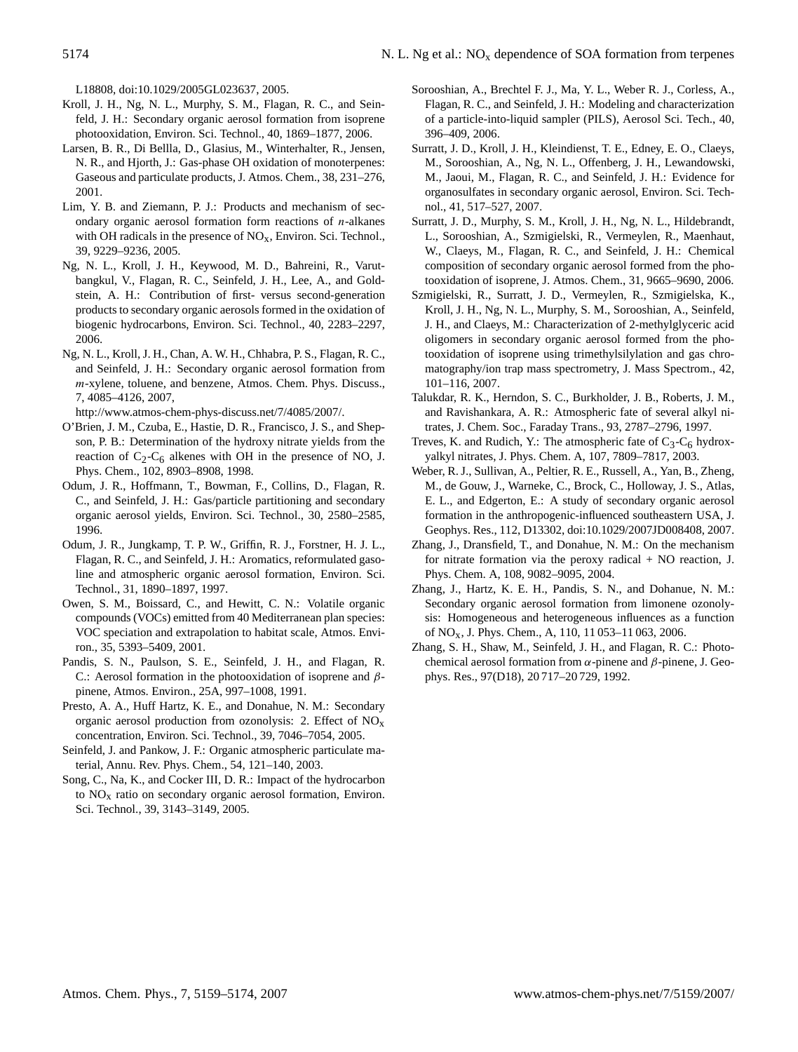L18808, doi:10.1029/2005GL023637, 2005.

Kroll, J. H., Ng, N. L., Murphy, S. M., Flagan, R. C., and Seinfeld, J. H.: Secondary organic aerosol formation from isoprene photooxidation, Environ. Sci. Technol., 40, 1869–1877, 2006.

Larsen, B. R., Di Bellla, D., Glasius, M., Winterhalter, R., Jensen, N. R., and Hjorth, J.: Gas-phase OH oxidation of monoterpenes: Gaseous and particulate products, J. Atmos. Chem., 38, 231–276, 2001.

Lim, Y. B. and Ziemann, P. J.: Products and mechanism of secondary organic aerosol formation form reactions of *n*-alkanes with OH radicals in the presence of $NO_x$, Environ. Sci. Technol., 39, 9229–9236, 2005.

Ng, N. L., Kroll, J. H., Keywood, M. D., Bahreini, R., Varutbangkul, V., Flagan, R. C., Seinfeld, J. H., Lee, A., and Goldstein, A. H.: Contribution of first- versus second-generation products to secondary organic aerosols formed in the oxidation of biogenic hydrocarbons, Environ. Sci. Technol., 40, 2283–2297, 2006.

Ng, N. L., Kroll, J. H., Chan, A. W. H., Chhabra, P. S., Flagan, R. C., and Seinfeld, J. H.: Secondary organic aerosol formation from *m*-xylene, toluene, and benzene, Atmos. Chem. Phys. Discuss., 7, 4085–4126, 2007, http://www.atmos-chem-phys-discuss.net/7/4085/2007/.

O'Brien, J. M., Czuba, E., Hastie, D. R., Francisco, J. S., and Shepson, P. B.: Determination of the hydroxy nitrate yields from the reaction of $C_2$-$C_6$ alkenes with OH in the presence of NO, J. Phys. Chem., 102, 8903–8908, 1998.

Odum, J. R., Hoffmann, T., Bowman, F., Collins, D., Flagan, R. C., and Seinfeld, J. H.: Gas/particle partitioning and secondary organic aerosol yields, Environ. Sci. Technol., 30, 2580–2585, 1996.

Odum, J. R., Jungkamp, T. P. W., Griffin, R. J., Forstner, H. J. L., Flagan, R. C., and Seinfeld, J. H.: Aromatics, reformulated gasoline and atmospheric organic aerosol formation, Environ. Sci. Technol., 31, 1890–1897, 1997.

Owen, S. M., Boissard, C., and Hewitt, C. N.: Volatile organic compounds (VOCs) emitted from 40 Mediterranean plan species: VOC speciation and extrapolation to habitat scale, Atmos. Environ., 35, 5393–5409, 2001.

Pandis, S. N., Paulson, S. E., Seinfeld, J. H., and Flagan, R. C.: Aerosol formation in the photooxidation of isoprene and $\beta$-pinene, Atmos. Environ., 25A, 997–1008, 1991.

Presto, A. A., Huff Hartz, K. E., and Donahue, N. M.: Secondary organic aerosol production from ozonolysis: 2. Effect of $NO_x$ concentration, Environ. Sci. Technol., 39, 7046–7054, 2005.

Seinfeld, J. and Pankow, J. F.: Organic atmospheric particulate material, Annu. Rev. Phys. Chem., 54, 121–140, 2003.

Song, C., Na, K., and Cocker III, D. R.: Impact of the hydrocarbon to $NO_x$ ratio on secondary organic aerosol formation, Environ. Sci. Technol., 39, 3143–3149, 2005.

Sorooshian, A., Brechtel F. J., Ma, Y. L., Weber R. J., Corless, A., Flagan, R. C., and Seinfeld, J. H.: Modeling and characterization of a particle-into-liquid sampler (PILS), Aerosol Sci. Tech., 40, 396–409, 2006.

Surratt, J. D., Kroll, J. H., Kleindienst, T. E., Edney, E. O., Claeys, M., Sorooshian, A., Ng, N. L., Offenberg, J. H., Lewandowski, M., Jaoui, M., Flagan, R. C., and Seinfeld, J. H.: Evidence for organosulfates in secondary organic aerosol, Environ. Sci. Technol., 41, 517–527, 2007.

Surratt, J. D., Murphy, S. M., Kroll, J. H., Ng, N. L., Hildebrandt, L., Sorooshian, A., Szmigielski, R., Vermeylen, R., Maenhaut, W., Claeys, M., Flagan, R. C., and Seinfeld, J. H.: Chemical composition of secondary organic aerosol formed from the photooxidation of isoprene, J. Atmos. Chem., 31, 9665–9690, 2006.

Szmigielski, R., Surratt, J. D., Vermeylen, R., Szmigielska, K., Kroll, J. H., Ng, N. L., Murphy, S. M., Sorooshian, A., Seinfeld, J. H., and Claeys, M.: Characterization of 2-methylglyceric acid oligomers in secondary organic aerosol formed from the photooxidation of isoprene using trimethylsilylation and gas chromatography/ion trap mass spectrometry, J. Mass Spectrom., 42, 101–116, 2007.

Talukdar, R. K., Herndon, S. C., Burkholder, J. B., Roberts, J. M., and Ravishankara, A. R.: Atmospheric fate of several alkyl nitrates, J. Chem. Soc., Faraday Trans., 93, 2787–2796, 1997.

Treves, K. and Rudich, Y.: The atmospheric fate of $C_3$-$C_6$ hydroxyalkyl nitrates, J. Phys. Chem. A, 107, 7809–7817, 2003.

Weber, R. J., Sullivan, A., Peltier, R. E., Russell, A., Yan, B., Zheng, M., de Gouw, J., Warneke, C., Brock, C., Holloway, J. S., Atlas, E. L., and Edgerton, E.: A study of secondary organic aerosol formation in the anthropogenic-influenced southeastern USA, J. Geophys. Res., 112, D13302, doi:10.1029/2007JD008408, 2007.

Zhang, J., Dransfield, T., and Donahue, N. M.: On the mechanism for nitrate formation via the peroxy radical + NO reaction, J. Phys. Chem. A, 108, 9082–9095, 2004.

Zhang, J., Hartz, K. E. H., Pandis, S. N., and Dohanue, N. M.: Secondary organic aerosol formation from limonene ozonolysis: Homogeneous and heterogeneous influences as a function of $NO_x$, J. Phys. Chem., A, 110, 11 053–11 063, 2006.

Zhang, S. H., Shaw, M., Seinfeld, J. H., and Flagan, R. C.: Photochemical aerosol formation from $\alpha$-pinene and $\beta$-pinene, J. Geophys. Res., 97(D18), 20 717–20 729, 1992.